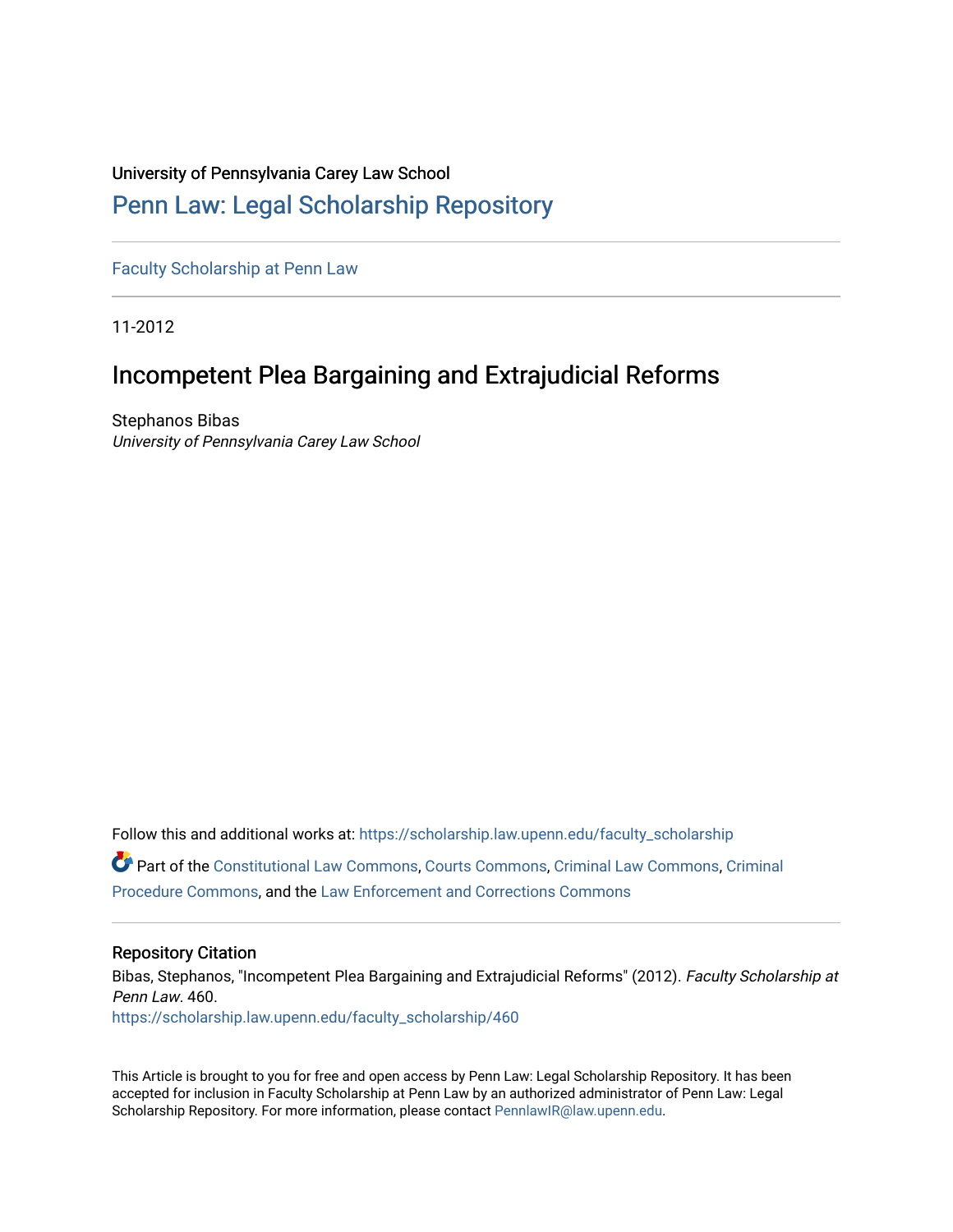University of Pennsylvania Carey Law School

# Penn Law: Legal Scholarship Repository

Faculty Scholarship at Penn Law

11-2012

## Incompetent Plea Bargaining and Extrajudicial Reforms

Stephanos Bibas
*University of Pennsylvania Carey Law School*

Follow this and additional works at: https://scholarship.law.upenn.edu/faculty_scholarship

Part of the Constitutional Law Commons, Courts Commons, Criminal Law Commons, Criminal Procedure Commons, and the Law Enforcement and Corrections Commons

### Repository Citation

Bibas, Stephanos, "Incompetent Plea Bargaining and Extrajudicial Reforms" (2012). *Faculty Scholarship at Penn Law*. 460.
https://scholarship.law.upenn.edu/faculty_scholarship/460

This Article is brought to you for free and open access by Penn Law: Legal Scholarship Repository. It has been accepted for inclusion in Faculty Scholarship at Penn Law by an authorized administrator of Penn Law: Legal Scholarship Repository. For more information, please contact PennlawIR@law.upenn.edu.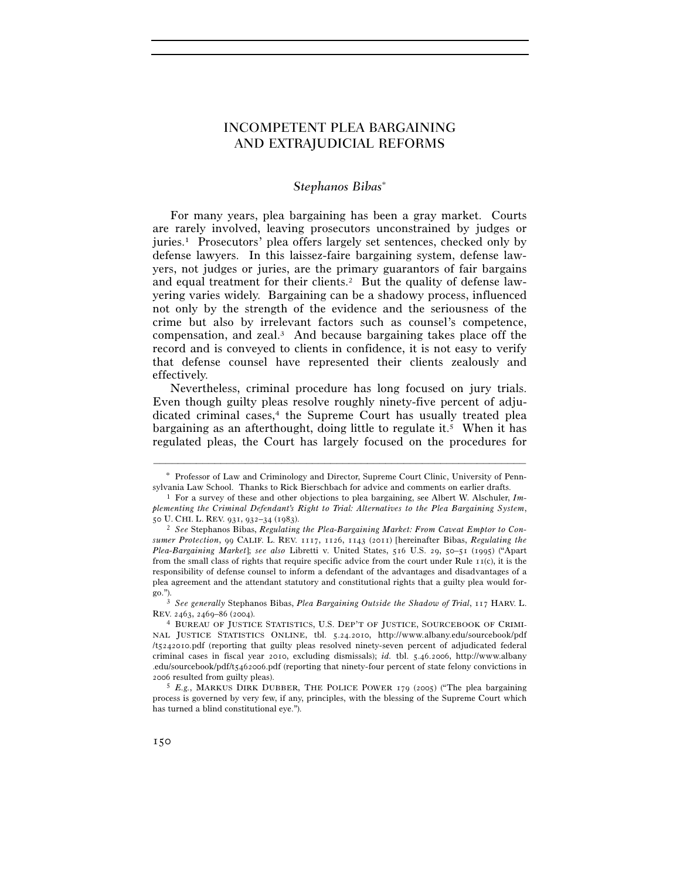# INCOMPETENT PLEA BARGAINING AND EXTRAJUDICIAL REFORMS

*Stephanos Bibas*[*]

For many years, plea bargaining has been a gray market. Courts are rarely involved, leaving prosecutors unconstrained by judges or juries.[1] Prosecutors' plea offers largely set sentences, checked only by defense lawyers. In this laissez-faire bargaining system, defense lawyers, not judges or juries, are the primary guarantors of fair bargains and equal treatment for their clients.[2] But the quality of defense lawyering varies widely. Bargaining can be a shadowy process, influenced not only by the strength of the evidence and the seriousness of the crime but also by irrelevant factors such as counsel's competence, compensation, and zeal.[3] And because bargaining takes place off the record and is conveyed to clients in confidence, it is not easy to verify that defense counsel have represented their clients zealously and effectively.

Nevertheless, criminal procedure has long focused on jury trials. Even though guilty pleas resolve roughly ninety-five percent of adjudicated criminal cases,[4] the Supreme Court has usually treated plea bargaining as an afterthought, doing little to regulate it.[5] When it has regulated pleas, the Court has largely focused on the procedures for

---

[*] Professor of Law and Criminology and Director, Supreme Court Clinic, University of Pennsylvania Law School. Thanks to Rick Bierschbach for advice and comments on earlier drafts.

[1] For a survey of these and other objections to plea bargaining, see Albert W. Alschuler, *Implementing the Criminal Defendant's Right to Trial: Alternatives to the Plea Bargaining System*, 50 U. CHI. L. REV. 931, 932–34 (1983).

[2] *See* Stephanos Bibas, *Regulating the Plea-Bargaining Market: From Caveat Emptor to Consumer Protection*, 99 CALIF. L. REV. 1117, 1126, 1143 (2011) [hereinafter Bibas, *Regulating the Plea-Bargaining Market*]; *see also* Libretti v. United States, 516 U.S. 29, 50–51 (1995) ("Apart from the small class of rights that require specific advice from the court under Rule 11(c), it is the responsibility of defense counsel to inform a defendant of the advantages and disadvantages of a plea agreement and the attendant statutory and constitutional rights that a guilty plea would forgo.").

[3] *See generally* Stephanos Bibas, *Plea Bargaining Outside the Shadow of Trial*, 117 HARV. L. REV. 2463, 2469–86 (2004).

[4] BUREAU OF JUSTICE STATISTICS, U.S. DEP'T OF JUSTICE, SOURCEBOOK OF CRIMINAL JUSTICE STATISTICS ONLINE, tbl. 5.24.2010, http://www.albany.edu/sourcebook/pdf/t5242010.pdf (reporting that guilty pleas resolved ninety-seven percent of adjudicated federal criminal cases in fiscal year 2010, excluding dismissals); *id.* tbl. 5.46.2006, http://www.albany.edu/sourcebook/pdf/t5462006.pdf (reporting that ninety-four percent of state felony convictions in 2006 resulted from guilty pleas).

[5] *E.g.*, MARKUS DIRK DUBBER, THE POLICE POWER 179 (2005) ("The plea bargaining process is governed by very few, if any, principles, with the blessing of the Supreme Court which has turned a blind constitutional eye.").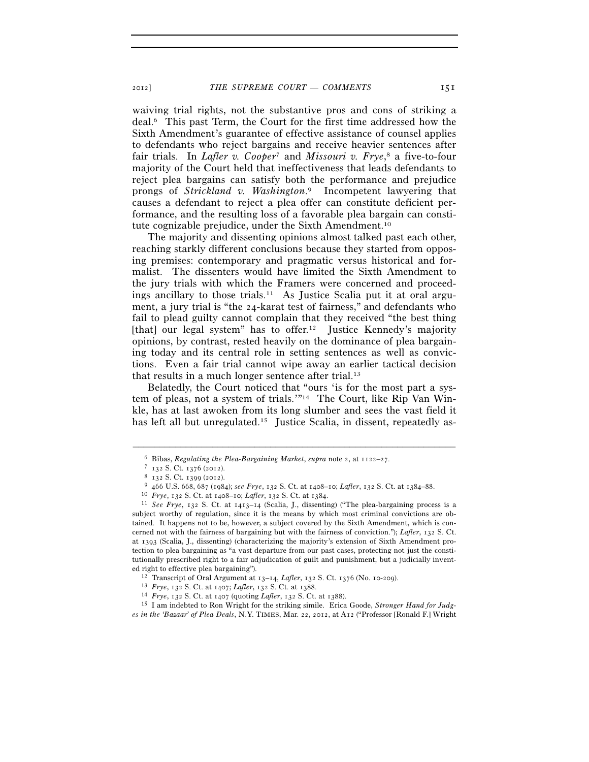waiving trial rights, not the substantive pros and cons of striking a deal.[6] This past Term, the Court for the first time addressed how the Sixth Amendment's guarantee of effective assistance of counsel applies to defendants who reject bargains and receive heavier sentences after fair trials. In *Lafler v. Cooper*[7] and *Missouri v. Frye*,[8] a five-to-four majority of the Court held that ineffectiveness that leads defendants to reject plea bargains can satisfy both the performance and prejudice prongs of *Strickland v. Washington*.[9] Incompetent lawyering that causes a defendant to reject a plea offer can constitute deficient performance, and the resulting loss of a favorable plea bargain can constitute cognizable prejudice, under the Sixth Amendment.[10]

The majority and dissenting opinions almost talked past each other, reaching starkly different conclusions because they started from opposing premises: contemporary and pragmatic versus historical and formalist. The dissenters would have limited the Sixth Amendment to the jury trials with which the Framers were concerned and proceedings ancillary to those trials.[11] As Justice Scalia put it at oral argument, a jury trial is "the 24-karat test of fairness," and defendants who fail to plead guilty cannot complain that they received "the best thing [that] our legal system" has to offer.[12] Justice Kennedy's majority opinions, by contrast, rested heavily on the dominance of plea bargaining today and its central role in setting sentences as well as convictions. Even a fair trial cannot wipe away an earlier tactical decision that results in a much longer sentence after trial.[13]

Belatedly, the Court noticed that "ours 'is for the most part a system of pleas, not a system of trials.'"[14] The Court, like Rip Van Winkle, has at last awoken from its long slumber and sees the vast field it has left all but unregulated.[15] Justice Scalia, in dissent, repeatedly as-

---

[6] Bibas, *Regulating the Plea-Bargaining Market*, *supra* note 2, at 1122–27.

[7] 132 S. Ct. 1376 (2012).

[8] 132 S. Ct. 1399 (2012).

[9] 466 U.S. 668, 687 (1984); *see Frye*, 132 S. Ct. at 1408–10; *Lafler*, 132 S. Ct. at 1384–88.

[10] *Frye*, 132 S. Ct. at 1408–10; *Lafler*, 132 S. Ct. at 1384.

[11] *See Frye*, 132 S. Ct. at 1413–14 (Scalia, J., dissenting) ("The plea-bargaining process is a subject worthy of regulation, since it is the means by which most criminal convictions are obtained. It happens not to be, however, a subject covered by the Sixth Amendment, which is concerned not with the fairness of bargaining but with the fairness of conviction."); *Lafler*, 132 S. Ct. at 1393 (Scalia, J., dissenting) (characterizing the majority's extension of Sixth Amendment protection to plea bargaining as "a vast departure from our past cases, protecting not just the constitutionally prescribed right to a fair adjudication of guilt and punishment, but a judicially invented right to effective plea bargaining").

[12] Transcript of Oral Argument at 13–14, *Lafler*, 132 S. Ct. 1376 (No. 10-209).

[13] *Frye*, 132 S. Ct. at 1407; *Lafler*, 132 S. Ct. at 1388.

[14] *Frye*, 132 S. Ct. at 1407 (quoting *Lafler*, 132 S. Ct. at 1388).

[15] I am indebted to Ron Wright for the striking simile. Erica Goode, *Stronger Hand for Judges in the 'Bazaar' of Plea Deals*, N.Y. TIMES, Mar. 22, 2012, at A12 ("Professor [Ronald F.] Wright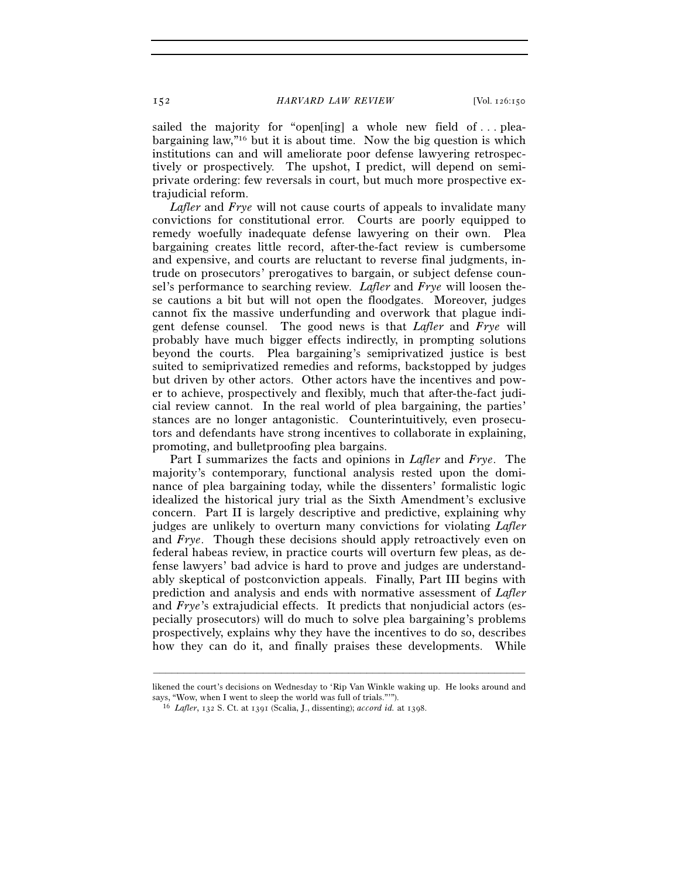sailed the majority for "open[ing] a whole new field of . . . plea-bargaining law,"[16] but it is about time. Now the big question is which institutions can and will ameliorate poor defense lawyering retrospectively or prospectively. The upshot, I predict, will depend on semi-private ordering: few reversals in court, but much more prospective extrajudicial reform.

*Lafler* and *Frye* will not cause courts of appeals to invalidate many convictions for constitutional error. Courts are poorly equipped to remedy woefully inadequate defense lawyering on their own. Plea bargaining creates little record, after-the-fact review is cumbersome and expensive, and courts are reluctant to reverse final judgments, intrude on prosecutors' prerogatives to bargain, or subject defense counsel's performance to searching review. *Lafler* and *Frye* will loosen these cautions a bit but will not open the floodgates. Moreover, judges cannot fix the massive underfunding and overwork that plague indigent defense counsel. The good news is that *Lafler* and *Frye* will probably have much bigger effects indirectly, in prompting solutions beyond the courts. Plea bargaining's semiprivatized justice is best suited to semiprivatized remedies and reforms, backstopped by judges but driven by other actors. Other actors have the incentives and power to achieve, prospectively and flexibly, much that after-the-fact judicial review cannot. In the real world of plea bargaining, the parties' stances are no longer antagonistic. Counterintuitively, even prosecutors and defendants have strong incentives to collaborate in explaining, promoting, and bulletproofing plea bargains.

Part I summarizes the facts and opinions in *Lafler* and *Frye*. The majority's contemporary, functional analysis rested upon the dominance of plea bargaining today, while the dissenters' formalistic logic idealized the historical jury trial as the Sixth Amendment's exclusive concern. Part II is largely descriptive and predictive, explaining why judges are unlikely to overturn many convictions for violating *Lafler* and *Frye*. Though these decisions should apply retroactively even on federal habeas review, in practice courts will overturn few pleas, as defense lawyers' bad advice is hard to prove and judges are understandably skeptical of postconviction appeals. Finally, Part III begins with prediction and analysis and ends with normative assessment of *Lafler* and *Frye*'s extrajudicial effects. It predicts that nonjudicial actors (especially prosecutors) will do much to solve plea bargaining's problems prospectively, explains why they have the incentives to do so, describes how they can do it, and finally praises these developments. While

---

likened the court's decisions on Wednesday to 'Rip Van Winkle waking up. He looks around and says, "Wow, when I went to sleep the world was full of trials."'").

[16] *Lafler*, 132 S. Ct. at 1391 (Scalia, J., dissenting); *accord id.* at 1398.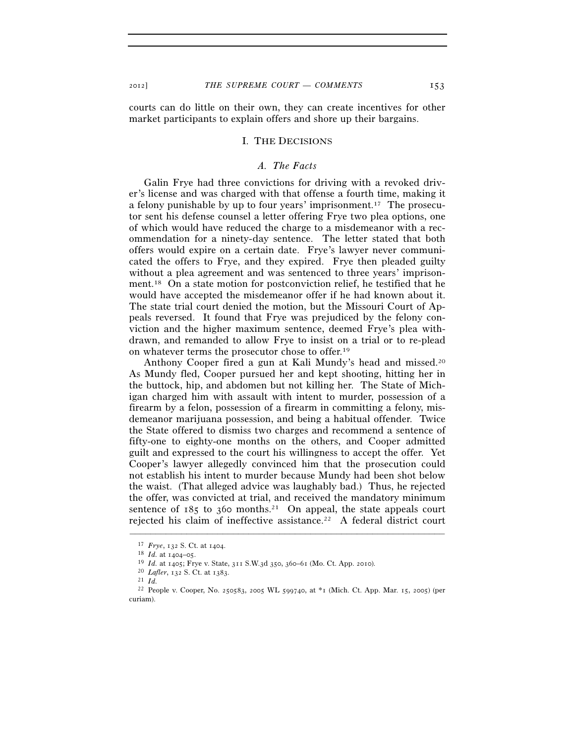courts can do little on their own, they can create incentives for other market participants to explain offers and shore up their bargains.

## I. THE DECISIONS

### *A. The Facts*

Galin Frye had three convictions for driving with a revoked driver's license and was charged with that offense a fourth time, making it a felony punishable by up to four years' imprisonment.[17] The prosecutor sent his defense counsel a letter offering Frye two plea options, one of which would have reduced the charge to a misdemeanor with a recommendation for a ninety-day sentence. The letter stated that both offers would expire on a certain date. Frye's lawyer never communicated the offers to Frye, and they expired. Frye then pleaded guilty without a plea agreement and was sentenced to three years' imprisonment.[18] On a state motion for postconviction relief, he testified that he would have accepted the misdemeanor offer if he had known about it. The state trial court denied the motion, but the Missouri Court of Appeals reversed. It found that Frye was prejudiced by the felony conviction and the higher maximum sentence, deemed Frye's plea withdrawn, and remanded to allow Frye to insist on a trial or to re-plead on whatever terms the prosecutor chose to offer.[19]

Anthony Cooper fired a gun at Kali Mundy's head and missed.[20] As Mundy fled, Cooper pursued her and kept shooting, hitting her in the buttock, hip, and abdomen but not killing her. The State of Michigan charged him with assault with intent to murder, possession of a firearm by a felon, possession of a firearm in committing a felony, misdemeanor marijuana possession, and being a habitual offender. Twice the State offered to dismiss two charges and recommend a sentence of fifty-one to eighty-one months on the others, and Cooper admitted guilt and expressed to the court his willingness to accept the offer. Yet Cooper's lawyer allegedly convinced him that the prosecution could not establish his intent to murder because Mundy had been shot below the waist. (That alleged advice was laughably bad.) Thus, he rejected the offer, was convicted at trial, and received the mandatory minimum sentence of 185 to 360 months.[21] On appeal, the state appeals court rejected his claim of ineffective assistance.[22] A federal district court

---

[17] *Frye*, 132 S. Ct. at 1404.

[18] *Id.* at 1404–05.

[19] *Id.* at 1405; Frye v. State, 311 S.W.3d 350, 360–61 (Mo. Ct. App. 2010).

[20] *Lafler*, 132 S. Ct. at 1383.

[21] *Id.*

[22] People v. Cooper, No. 250583, 2005 WL 599740, at *1 (Mich. Ct. App. Mar. 15, 2005) (per curiam).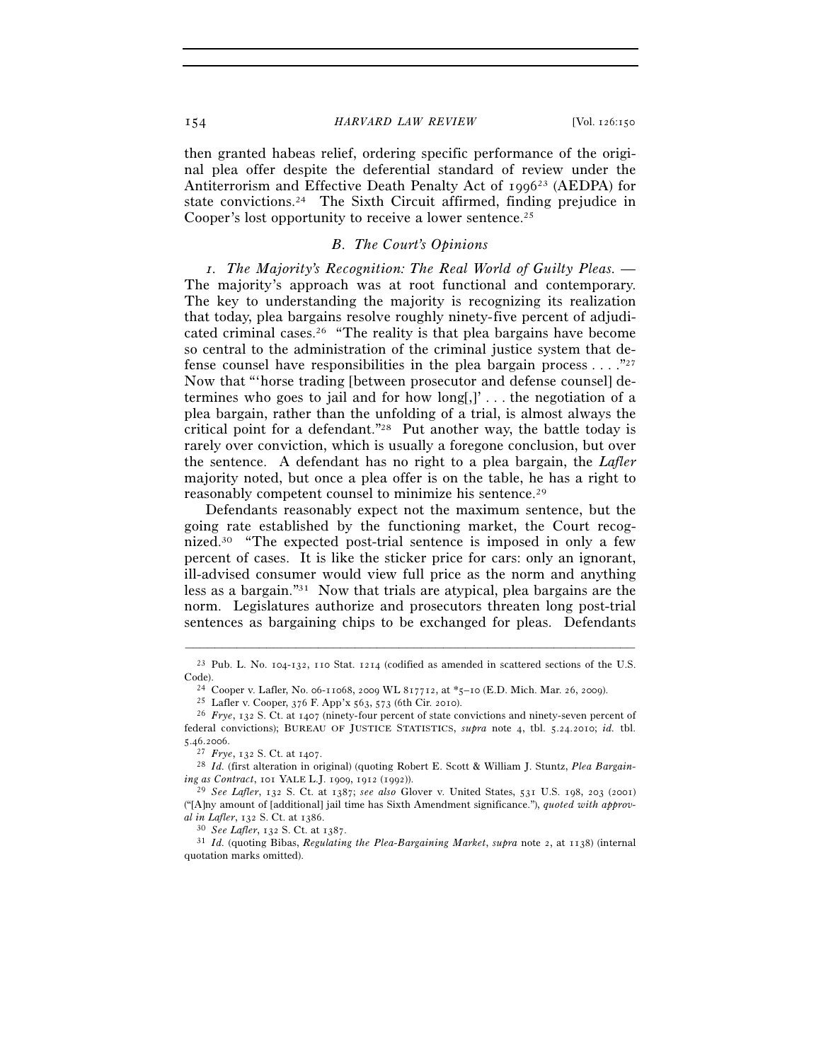then granted habeas relief, ordering specific performance of the original plea offer despite the deferential standard of review under the Antiterrorism and Effective Death Penalty Act of 1996[23] (AEDPA) for state convictions.[24] The Sixth Circuit affirmed, finding prejudice in Cooper's lost opportunity to receive a lower sentence.[25]

### *B. The Court's Opinions*

*1. The Majority's Recognition: The Real World of Guilty Pleas.* — The majority's approach was at root functional and contemporary. The key to understanding the majority is recognizing its realization that today, plea bargains resolve roughly ninety-five percent of adjudicated criminal cases.[26] "The reality is that plea bargains have become so central to the administration of the criminal justice system that defense counsel have responsibilities in the plea bargain process . . . ."[27] Now that "'horse trading [between prosecutor and defense counsel] determines who goes to jail and for how long[,]' . . . the negotiation of a plea bargain, rather than the unfolding of a trial, is almost always the critical point for a defendant."[28] Put another way, the battle today is rarely over conviction, which is usually a foregone conclusion, but over the sentence. A defendant has no right to a plea bargain, the *Lafler* majority noted, but once a plea offer is on the table, he has a right to reasonably competent counsel to minimize his sentence.[29]

Defendants reasonably expect not the maximum sentence, but the going rate established by the functioning market, the Court recognized.[30] "The expected post-trial sentence is imposed in only a few percent of cases. It is like the sticker price for cars: only an ignorant, ill-advised consumer would view full price as the norm and anything less as a bargain."[31] Now that trials are atypical, plea bargains are the norm. Legislatures authorize and prosecutors threaten long post-trial sentences as bargaining chips to be exchanged for pleas. Defendants

---

[23] Pub. L. No. 104-132, 110 Stat. 1214 (codified as amended in scattered sections of the U.S. Code).

[24] Cooper v. Lafler, No. 06-11068, 2009 WL 817712, at *5–10 (E.D. Mich. Mar. 26, 2009).

[25] Lafler v. Cooper, 376 F. App'x 563, 573 (6th Cir. 2010).

[26] *Frye*, 132 S. Ct. at 1407 (ninety-four percent of state convictions and ninety-seven percent of federal convictions); BUREAU OF JUSTICE STATISTICS, *supra* note 4, tbl. 5.24.2010; *id.* tbl. 5.46.2006.

[27] *Frye*, 132 S. Ct. at 1407.

[28] *Id.* (first alteration in original) (quoting Robert E. Scott & William J. Stuntz, *Plea Bargaining as Contract*, 101 YALE L.J. 1909, 1912 (1992)).

[29] *See Lafler*, 132 S. Ct. at 1387; *see also* Glover v. United States, 531 U.S. 198, 203 (2001) ("[A]ny amount of [additional] jail time has Sixth Amendment significance."), *quoted with approval in Lafler*, 132 S. Ct. at 1386.

[30] *See Lafler*, 132 S. Ct. at 1387.

[31] *Id.* (quoting Bibas, *Regulating the Plea-Bargaining Market*, *supra* note 2, at 1138) (internal quotation marks omitted).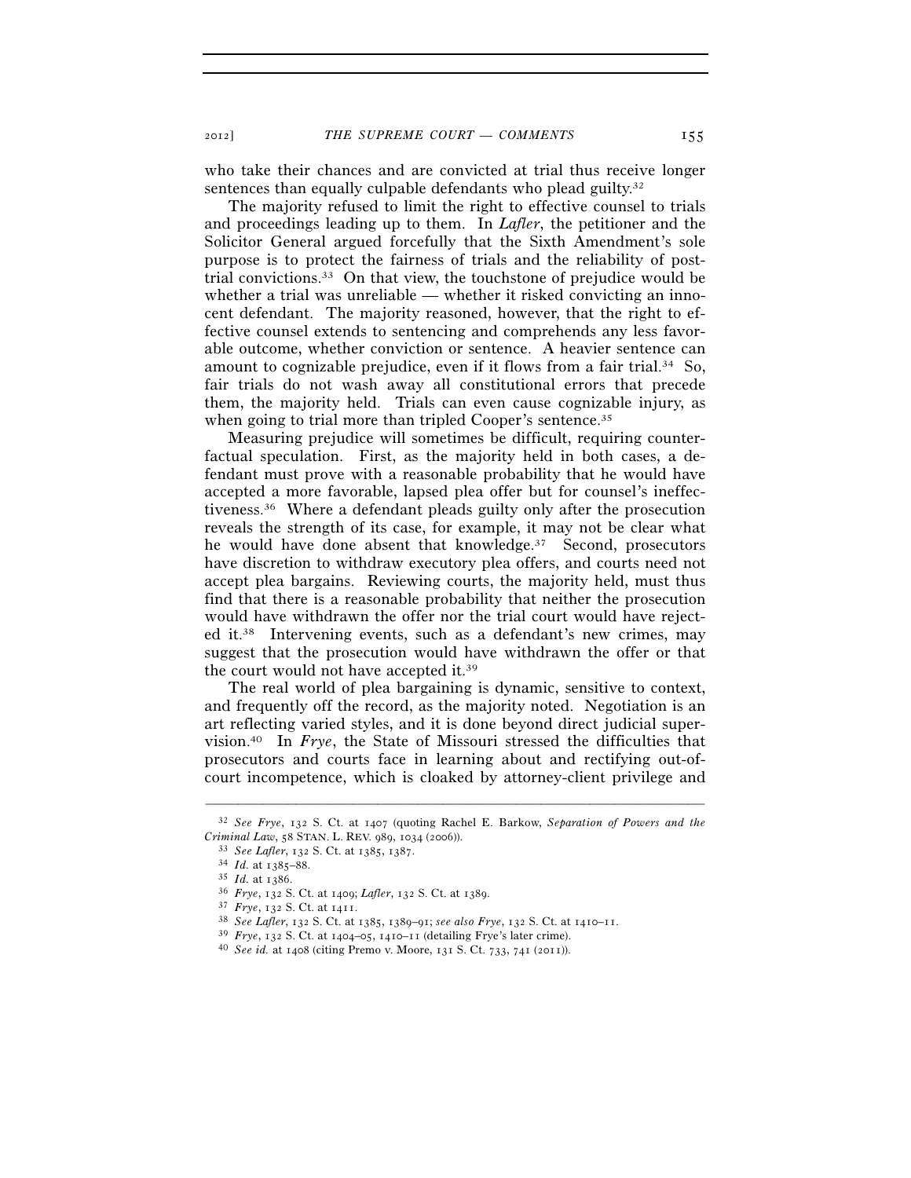who take their chances and are convicted at trial thus receive longer sentences than equally culpable defendants who plead guilty.[32]

The majority refused to limit the right to effective counsel to trials and proceedings leading up to them. In *Lafler*, the petitioner and the Solicitor General argued forcefully that the Sixth Amendment's sole purpose is to protect the fairness of trials and the reliability of post-trial convictions.[33] On that view, the touchstone of prejudice would be whether a trial was unreliable — whether it risked convicting an innocent defendant. The majority reasoned, however, that the right to effective counsel extends to sentencing and comprehends any less favorable outcome, whether conviction or sentence. A heavier sentence can amount to cognizable prejudice, even if it flows from a fair trial.[34] So, fair trials do not wash away all constitutional errors that precede them, the majority held. Trials can even cause cognizable injury, as when going to trial more than tripled Cooper's sentence.[35]

Measuring prejudice will sometimes be difficult, requiring counterfactual speculation. First, as the majority held in both cases, a defendant must prove with a reasonable probability that he would have accepted a more favorable, lapsed plea offer but for counsel's ineffectiveness.[36] Where a defendant pleads guilty only after the prosecution reveals the strength of its case, for example, it may not be clear what he would have done absent that knowledge.[37] Second, prosecutors have discretion to withdraw executory plea offers, and courts need not accept plea bargains. Reviewing courts, the majority held, must thus find that there is a reasonable probability that neither the prosecution would have withdrawn the offer nor the trial court would have rejected it.[38] Intervening events, such as a defendant's new crimes, may suggest that the prosecution would have withdrawn the offer or that the court would not have accepted it.[39]

The real world of plea bargaining is dynamic, sensitive to context, and frequently off the record, as the majority noted. Negotiation is an art reflecting varied styles, and it is done beyond direct judicial supervision.[40] In *Frye*, the State of Missouri stressed the difficulties that prosecutors and courts face in learning about and rectifying out-of-court incompetence, which is cloaked by attorney-client privilege and

---

[32] *See Frye*, 132 S. Ct. at 1407 (quoting Rachel E. Barkow, *Separation of Powers and the Criminal Law*, 58 STAN. L. REV. 989, 1034 (2006)).

[33] *See Lafler*, 132 S. Ct. at 1385, 1387.

[34] *Id.* at 1385–88.

[35] *Id.* at 1386.

[36] *Frye*, 132 S. Ct. at 1409; *Lafler*, 132 S. Ct. at 1389.

[37] *Frye*, 132 S. Ct. at 1411.

[38] *See Lafler*, 132 S. Ct. at 1385, 1389–91; *see also Frye*, 132 S. Ct. at 1410–11.

[39] *Frye*, 132 S. Ct. at 1404–05, 1410–11 (detailing Frye's later crime).

[40] *See id.* at 1408 (citing Premo v. Moore, 131 S. Ct. 733, 741 (2011)).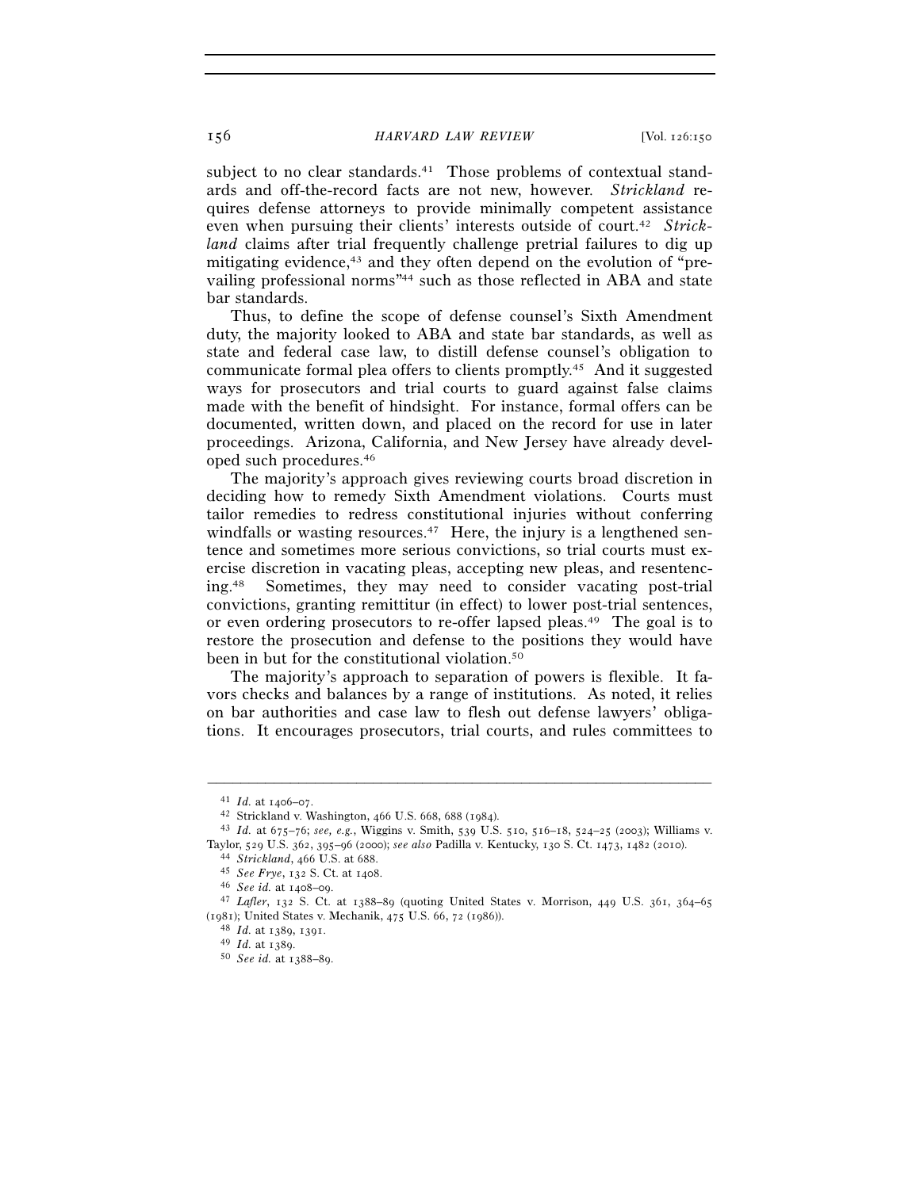subject to no clear standards.[41] Those problems of contextual standards and off-the-record facts are not new, however. *Strickland* requires defense attorneys to provide minimally competent assistance even when pursuing their clients' interests outside of court.[42] *Strickland* claims after trial frequently challenge pretrial failures to dig up mitigating evidence,[43] and they often depend on the evolution of "prevailing professional norms"[44] such as those reflected in ABA and state bar standards.

Thus, to define the scope of defense counsel's Sixth Amendment duty, the majority looked to ABA and state bar standards, as well as state and federal case law, to distill defense counsel's obligation to communicate formal plea offers to clients promptly.[45] And it suggested ways for prosecutors and trial courts to guard against false claims made with the benefit of hindsight. For instance, formal offers can be documented, written down, and placed on the record for use in later proceedings. Arizona, California, and New Jersey have already developed such procedures.[46]

The majority's approach gives reviewing courts broad discretion in deciding how to remedy Sixth Amendment violations. Courts must tailor remedies to redress constitutional injuries without conferring windfalls or wasting resources.[47] Here, the injury is a lengthened sentence and sometimes more serious convictions, so trial courts must exercise discretion in vacating pleas, accepting new pleas, and resentencing.[48] Sometimes, they may need to consider vacating post-trial convictions, granting remittitur (in effect) to lower post-trial sentences, or even ordering prosecutors to re-offer lapsed pleas.[49] The goal is to restore the prosecution and defense to the positions they would have been in but for the constitutional violation.[50]

The majority's approach to separation of powers is flexible. It favors checks and balances by a range of institutions. As noted, it relies on bar authorities and case law to flesh out defense lawyers' obligations. It encourages prosecutors, trial courts, and rules committees to

---

[41] *Id.* at 1406–07.

[42] Strickland v. Washington, 466 U.S. 668, 688 (1984).

[43] *Id.* at 675–76; *see, e.g.*, Wiggins v. Smith, 539 U.S. 510, 516–18, 524–25 (2003); Williams v. Taylor, 529 U.S. 362, 395–96 (2000); *see also* Padilla v. Kentucky, 130 S. Ct. 1473, 1482 (2010).

[44] *Strickland*, 466 U.S. at 688.

[45] *See Frye*, 132 S. Ct. at 1408.

[46] *See id.* at 1408–09.

[47] *Lafler*, 132 S. Ct. at 1388–89 (quoting United States v. Morrison, 449 U.S. 361, 364–65 (1981); United States v. Mechanik, 475 U.S. 66, 72 (1986)).

[48] *Id.* at 1389, 1391.

[49] *Id.* at 1389.

[50] *See id.* at 1388–89.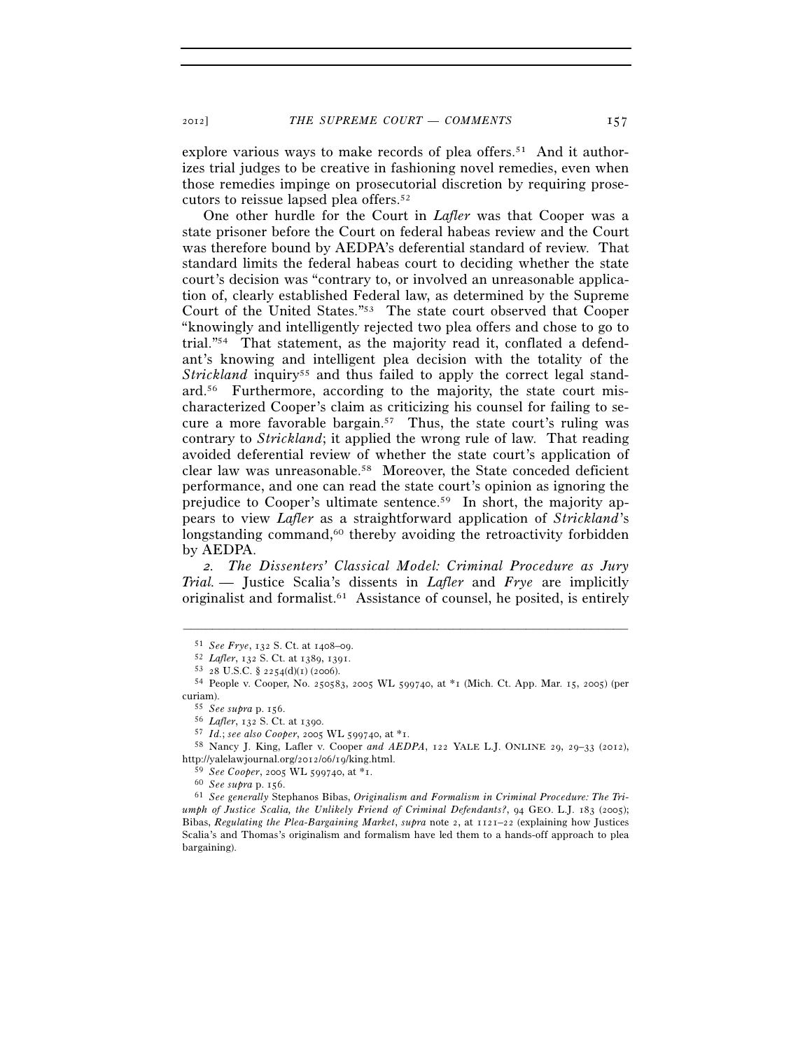explore various ways to make records of plea offers.[51] And it authorizes trial judges to be creative in fashioning novel remedies, even when those remedies impinge on prosecutorial discretion by requiring prosecutors to reissue lapsed plea offers.[52]

One other hurdle for the Court in *Lafler* was that Cooper was a state prisoner before the Court on federal habeas review and the Court was therefore bound by AEDPA's deferential standard of review. That standard limits the federal habeas court to deciding whether the state court's decision was "contrary to, or involved an unreasonable application of, clearly established Federal law, as determined by the Supreme Court of the United States."[53] The state court observed that Cooper "knowingly and intelligently rejected two plea offers and chose to go to trial."[54] That statement, as the majority read it, conflated a defendant's knowing and intelligent plea decision with the totality of the *Strickland* inquiry[55] and thus failed to apply the correct legal standard.[56] Furthermore, according to the majority, the state court mischaracterized Cooper's claim as criticizing his counsel for failing to secure a more favorable bargain.[57] Thus, the state court's ruling was contrary to *Strickland*; it applied the wrong rule of law. That reading avoided deferential review of whether the state court's application of clear law was unreasonable.[58] Moreover, the State conceded deficient performance, and one can read the state court's opinion as ignoring the prejudice to Cooper's ultimate sentence.[59] In short, the majority appears to view *Lafler* as a straightforward application of *Strickland*'s longstanding command,[60] thereby avoiding the retroactivity forbidden by AEDPA.

*2. The Dissenters' Classical Model: Criminal Procedure as Jury Trial.* — Justice Scalia's dissents in *Lafler* and *Frye* are implicitly originalist and formalist.[61] Assistance of counsel, he posited, is entirely

---

[51] *See Frye*, 132 S. Ct. at 1408–09.

[52] *Lafler*, 132 S. Ct. at 1389, 1391.

[53] 28 U.S.C. § 2254(d)(1) (2006).

[54] People v. Cooper, No. 250583, 2005 WL 599740, at *1 (Mich. Ct. App. Mar. 15, 2005) (per curiam).

[55] *See supra* p. 156.

[56] *Lafler*, 132 S. Ct. at 1390.

[57] *Id.*; *see also Cooper*, 2005 WL 599740, at *1.

[58] Nancy J. King, Lafler v. Cooper *and AEDPA*, 122 YALE L.J. ONLINE 29, 29–33 (2012), http://yalelawjournal.org/2012/06/19/king.html.

[59] *See Cooper*, 2005 WL 599740, at *1.

[60] *See supra* p. 156.

[61] *See generally* Stephanos Bibas, *Originalism and Formalism in Criminal Procedure: The Triumph of Justice Scalia, the Unlikely Friend of Criminal Defendants?*, 94 GEO. L.J. 183 (2005); Bibas, *Regulating the Plea-Bargaining Market*, *supra* note 2, at 1121–22 (explaining how Justices Scalia's and Thomas's originalism and formalism have led them to a hands-off approach to plea bargaining).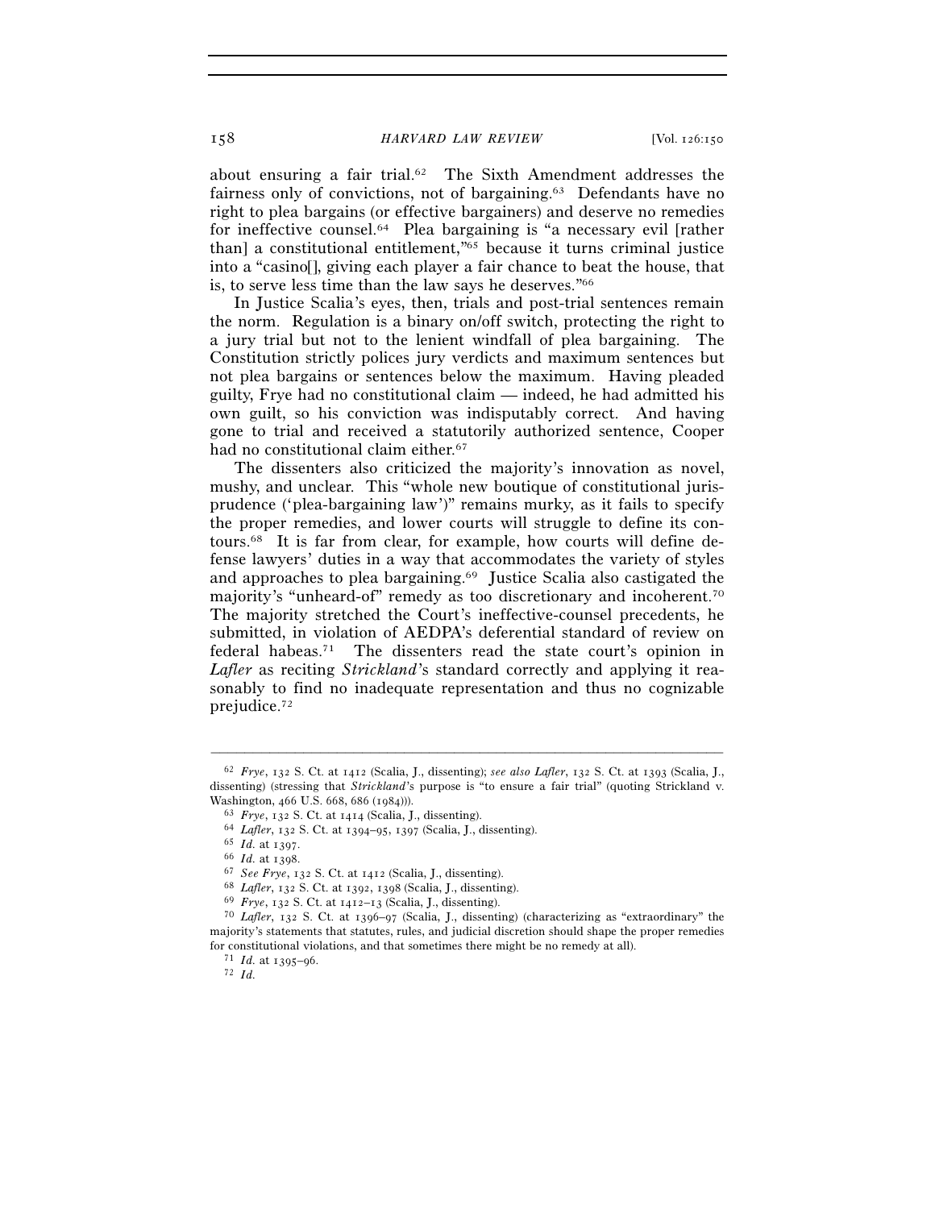about ensuring a fair trial.[62] The Sixth Amendment addresses the fairness only of convictions, not of bargaining.[63] Defendants have no right to plea bargains (or effective bargainers) and deserve no remedies for ineffective counsel.[64] Plea bargaining is "a necessary evil [rather than] a constitutional entitlement,"[65] because it turns criminal justice into a "casino[], giving each player a fair chance to beat the house, that is, to serve less time than the law says he deserves."[66]

In Justice Scalia's eyes, then, trials and post-trial sentences remain the norm. Regulation is a binary on/off switch, protecting the right to a jury trial but not to the lenient windfall of plea bargaining. The Constitution strictly polices jury verdicts and maximum sentences but not plea bargains or sentences below the maximum. Having pleaded guilty, Frye had no constitutional claim — indeed, he had admitted his own guilt, so his conviction was indisputably correct. And having gone to trial and received a statutorily authorized sentence, Cooper had no constitutional claim either.[67]

The dissenters also criticized the majority's innovation as novel, mushy, and unclear. This "whole new boutique of constitutional jurisprudence ('plea-bargaining law')" remains murky, as it fails to specify the proper remedies, and lower courts will struggle to define its contours.[68] It is far from clear, for example, how courts will define defense lawyers' duties in a way that accommodates the variety of styles and approaches to plea bargaining.[69] Justice Scalia also castigated the majority's "unheard-of" remedy as too discretionary and incoherent.[70] The majority stretched the Court's ineffective-counsel precedents, he submitted, in violation of AEDPA's deferential standard of review on federal habeas.[71] The dissenters read the state court's opinion in *Lafler* as reciting *Strickland*'s standard correctly and applying it reasonably to find no inadequate representation and thus no cognizable prejudice.[72]

---

[62] *Frye*, 132 S. Ct. at 1412 (Scalia, J., dissenting); *see also Lafler*, 132 S. Ct. at 1393 (Scalia, J., dissenting) (stressing that *Strickland*'s purpose is "to ensure a fair trial" (quoting Strickland v. Washington, 466 U.S. 668, 686 (1984))).

[63] *Frye*, 132 S. Ct. at 1414 (Scalia, J., dissenting).

[64] *Lafler*, 132 S. Ct. at 1394–95, 1397 (Scalia, J., dissenting).

[65] *Id.* at 1397.

[66] *Id.* at 1398.

[67] *See Frye*, 132 S. Ct. at 1412 (Scalia, J., dissenting).

[68] *Lafler*, 132 S. Ct. at 1392, 1398 (Scalia, J., dissenting).

[69] *Frye*, 132 S. Ct. at 1412–13 (Scalia, J., dissenting).

[70] *Lafler*, 132 S. Ct. at 1396–97 (Scalia, J., dissenting) (characterizing as "extraordinary" the majority's statements that statutes, rules, and judicial discretion should shape the proper remedies for constitutional violations, and that sometimes there might be no remedy at all).

[71] *Id.* at 1395–96.

[72] *Id.*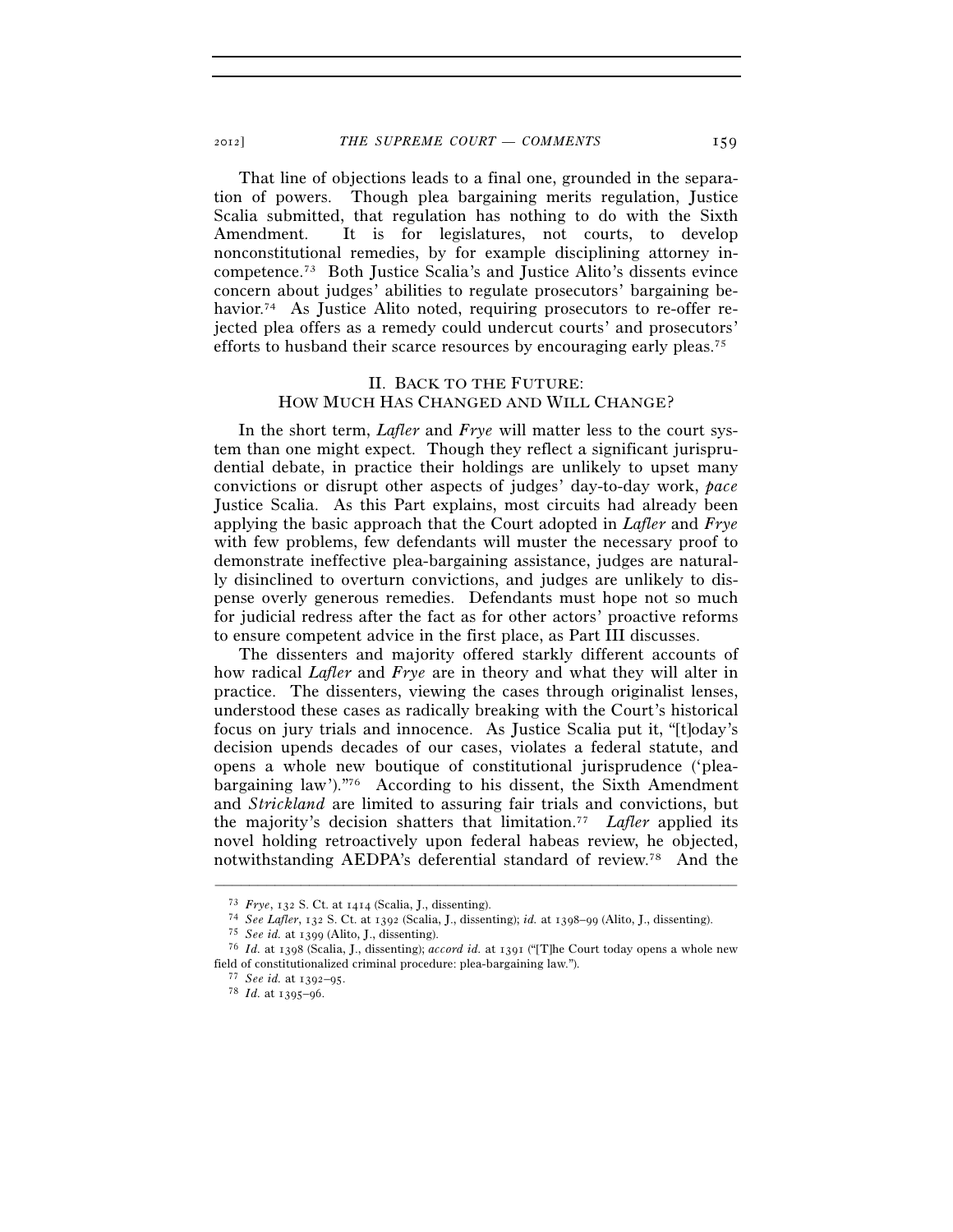That line of objections leads to a final one, grounded in the separation of powers. Though plea bargaining merits regulation, Justice Scalia submitted, that regulation has nothing to do with the Sixth Amendment. It is for legislatures, not courts, to develop nonconstitutional remedies, by for example disciplining attorney incompetence.[73] Both Justice Scalia's and Justice Alito's dissents evince concern about judges' abilities to regulate prosecutors' bargaining behavior.[74] As Justice Alito noted, requiring prosecutors to re-offer rejected plea offers as a remedy could undercut courts' and prosecutors' efforts to husband their scarce resources by encouraging early pleas.[75]

## II. BACK TO THE FUTURE: HOW MUCH HAS CHANGED AND WILL CHANGE?

In the short term, *Lafler* and *Frye* will matter less to the court system than one might expect. Though they reflect a significant jurisprudential debate, in practice their holdings are unlikely to upset many convictions or disrupt other aspects of judges' day-to-day work, *pace* Justice Scalia. As this Part explains, most circuits had already been applying the basic approach that the Court adopted in *Lafler* and *Frye* with few problems, few defendants will muster the necessary proof to demonstrate ineffective plea-bargaining assistance, judges are naturally disinclined to overturn convictions, and judges are unlikely to dispense overly generous remedies. Defendants must hope not so much for judicial redress after the fact as for other actors' proactive reforms to ensure competent advice in the first place, as Part III discusses.

The dissenters and majority offered starkly different accounts of how radical *Lafler* and *Frye* are in theory and what they will alter in practice. The dissenters, viewing the cases through originalist lenses, understood these cases as radically breaking with the Court's historical focus on jury trials and innocence. As Justice Scalia put it, "[t]oday's decision upends decades of our cases, violates a federal statute, and opens a whole new boutique of constitutional jurisprudence ('plea-bargaining law')."[76] According to his dissent, the Sixth Amendment and *Strickland* are limited to assuring fair trials and convictions, but the majority's decision shatters that limitation.[77] *Lafler* applied its novel holding retroactively upon federal habeas review, he objected, notwithstanding AEDPA's deferential standard of review.[78] And the

---

[73] *Frye*, 132 S. Ct. at 1414 (Scalia, J., dissenting).

[74] *See Lafler*, 132 S. Ct. at 1392 (Scalia, J., dissenting); *id.* at 1398–99 (Alito, J., dissenting).

[75] *See id.* at 1399 (Alito, J., dissenting).

[76] *Id.* at 1398 (Scalia, J., dissenting); *accord id.* at 1391 ("[T]he Court today opens a whole new field of constitutionalized criminal procedure: plea-bargaining law.").

[77] *See id.* at 1392–95.

[78] *Id.* at 1395–96.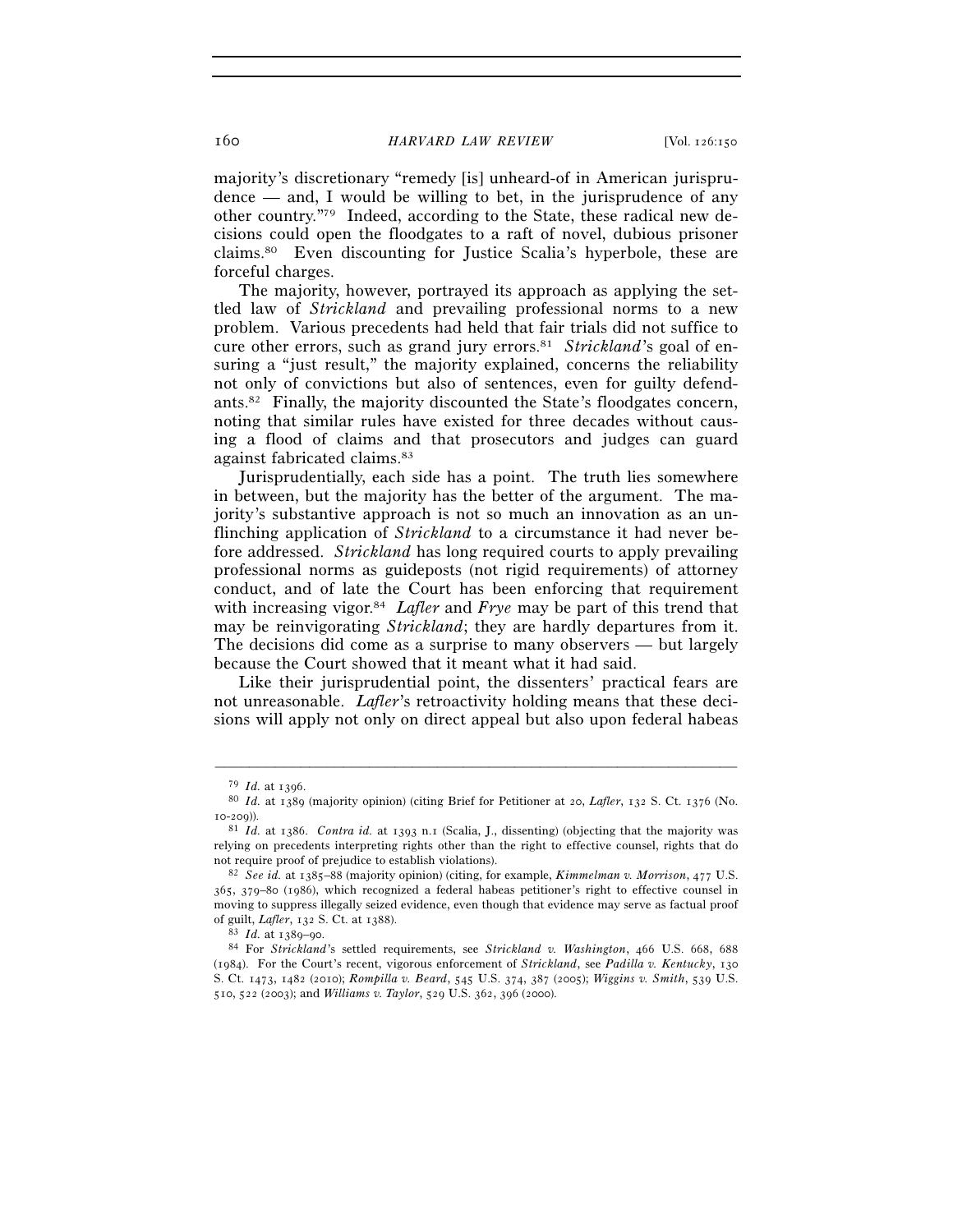majority's discretionary "remedy [is] unheard-of in American jurisprudence — and, I would be willing to bet, in the jurisprudence of any other country."[79] Indeed, according to the State, these radical new decisions could open the floodgates to a raft of novel, dubious prisoner claims.[80] Even discounting for Justice Scalia's hyperbole, these are forceful charges.

The majority, however, portrayed its approach as applying the settled law of *Strickland* and prevailing professional norms to a new problem. Various precedents had held that fair trials did not suffice to cure other errors, such as grand jury errors.[81] *Strickland*'s goal of ensuring a "just result," the majority explained, concerns the reliability not only of convictions but also of sentences, even for guilty defendants.[82] Finally, the majority discounted the State's floodgates concern, noting that similar rules have existed for three decades without causing a flood of claims and that prosecutors and judges can guard against fabricated claims.[83]

Jurisprudentially, each side has a point. The truth lies somewhere in between, but the majority has the better of the argument. The majority's substantive approach is not so much an innovation as an unflinching application of *Strickland* to a circumstance it had never before addressed. *Strickland* has long required courts to apply prevailing professional norms as guideposts (not rigid requirements) of attorney conduct, and of late the Court has been enforcing that requirement with increasing vigor.[84] *Lafler* and *Frye* may be part of this trend that may be reinvigorating *Strickland*; they are hardly departures from it. The decisions did come as a surprise to many observers — but largely because the Court showed that it meant what it had said.

Like their jurisprudential point, the dissenters' practical fears are not unreasonable. *Lafler*'s retroactivity holding means that these decisions will apply not only on direct appeal but also upon federal habeas

---

[79] *Id.* at 1396.

[80] *Id.* at 1389 (majority opinion) (citing Brief for Petitioner at 20, *Lafler*, 132 S. Ct. 1376 (No. 10-209)).

[81] *Id.* at 1386. *Contra id.* at 1393 n.1 (Scalia, J., dissenting) (objecting that the majority was relying on precedents interpreting rights other than the right to effective counsel, rights that do not require proof of prejudice to establish violations).

[82] *See id.* at 1385–88 (majority opinion) (citing, for example, *Kimmelman v. Morrison*, 477 U.S. 365, 379–80 (1986), which recognized a federal habeas petitioner's right to effective counsel in moving to suppress illegally seized evidence, even though that evidence may serve as factual proof of guilt, *Lafler*, 132 S. Ct. at 1388).

[83] *Id.* at 1389–90.

[84] For *Strickland*'s settled requirements, see *Strickland v. Washington*, 466 U.S. 668, 688 (1984). For the Court's recent, vigorous enforcement of *Strickland*, see *Padilla v. Kentucky*, 130 S. Ct. 1473, 1482 (2010); *Rompilla v. Beard*, 545 U.S. 374, 387 (2005); *Wiggins v. Smith*, 539 U.S. 510, 522 (2003); and *Williams v. Taylor*, 529 U.S. 362, 396 (2000).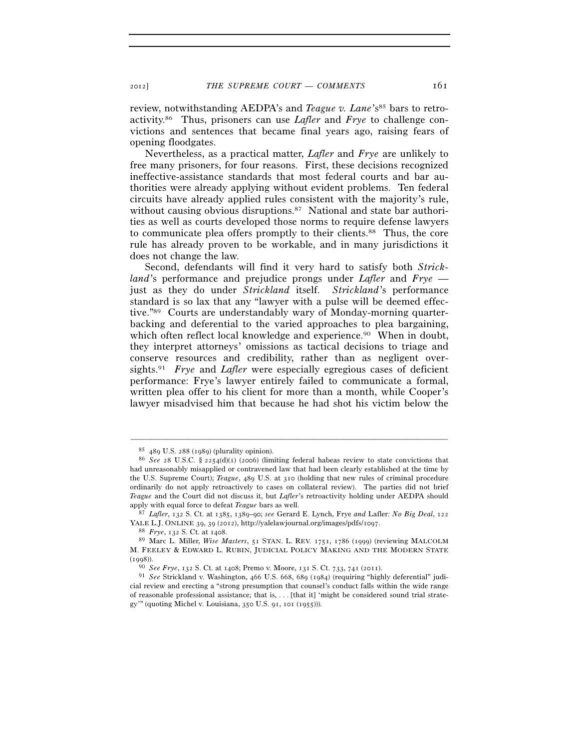review, notwithstanding AEDPA's and *Teague v. Lane*'s[85] bars to retroactivity.[86] Thus, prisoners can use *Lafler* and *Frye* to challenge convictions and sentences that became final years ago, raising fears of opening floodgates.

Nevertheless, as a practical matter, *Lafler* and *Frye* are unlikely to free many prisoners, for four reasons. First, these decisions recognized ineffective-assistance standards that most federal courts and bar authorities were already applying without evident problems. Ten federal circuits have already applied rules consistent with the majority's rule, without causing obvious disruptions.[87] National and state bar authorities as well as courts developed those norms to require defense lawyers to communicate plea offers promptly to their clients.[88] Thus, the core rule has already proven to be workable, and in many jurisdictions it does not change the law.

Second, defendants will find it very hard to satisfy both *Strickland*'s performance and prejudice prongs under *Lafler* and *Frye* — just as they do under *Strickland* itself. *Strickland*'s performance standard is so lax that any "lawyer with a pulse will be deemed effective."[89] Courts are understandably wary of Monday-morning quarterbacking and deferential to the varied approaches to plea bargaining, which often reflect local knowledge and experience.[90] When in doubt, they interpret attorneys' omissions as tactical decisions to triage and conserve resources and credibility, rather than as negligent oversights.[91] *Frye* and *Lafler* were especially egregious cases of deficient performance: Frye's lawyer entirely failed to communicate a formal, written plea offer to his client for more than a month, while Cooper's lawyer misadvised him that because he had shot his victim below the

---

[85] 489 U.S. 288 (1989) (plurality opinion).

[86] *See* 28 U.S.C. § 2254(d)(1) (2006) (limiting federal habeas review to state convictions that had unreasonably misapplied or contravened law that had been clearly established at the time by the U.S. Supreme Court); *Teague*, 489 U.S. at 310 (holding that new rules of criminal procedure ordinarily do not apply retroactively to cases on collateral review). The parties did not brief *Teague* and the Court did not discuss it, but *Lafler*'s retroactivity holding under AEDPA should apply with equal force to defeat *Teague* bars as well.

[87] *Lafler*, 132 S. Ct. at 1385, 1389–90; *see* Gerard E. Lynch, Frye *and* Lafler*: No Big Deal*, 122 YALE L.J. ONLINE 39, 39 (2012), http://yalelawjournal.org/images/pdfs/1097.

[88] *Frye*, 132 S. Ct. at 1408.

[89] Marc L. Miller, *Wise Masters*, 51 STAN. L. REV. 1751, 1786 (1999) (reviewing MALCOLM M. FEELEY & EDWARD L. RUBIN, JUDICIAL POLICY MAKING AND THE MODERN STATE (1998)).

[90] *See Frye*, 132 S. Ct. at 1408; Premo v. Moore, 131 S. Ct. 733, 741 (2011).

[91] *See* Strickland v. Washington, 466 U.S. 668, 689 (1984) (requiring "highly deferential" judicial review and erecting a "strong presumption that counsel's conduct falls within the wide range of reasonable professional assistance; that is, . . . [that it] 'might be considered sound trial strategy'" (quoting Michel v. Louisiana, 350 U.S. 91, 101 (1955))).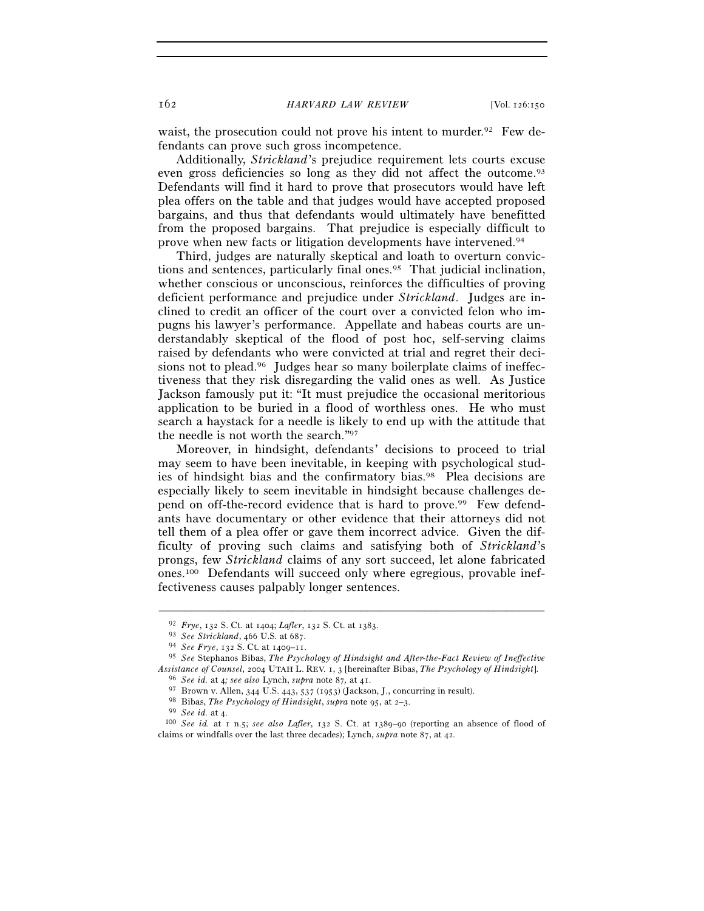waist, the prosecution could not prove his intent to murder.[92] Few defendants can prove such gross incompetence.

Additionally, *Strickland*'s prejudice requirement lets courts excuse even gross deficiencies so long as they did not affect the outcome.[93] Defendants will find it hard to prove that prosecutors would have left plea offers on the table and that judges would have accepted proposed bargains, and thus that defendants would ultimately have benefitted from the proposed bargains. That prejudice is especially difficult to prove when new facts or litigation developments have intervened.[94]

Third, judges are naturally skeptical and loath to overturn convictions and sentences, particularly final ones.[95] That judicial inclination, whether conscious or unconscious, reinforces the difficulties of proving deficient performance and prejudice under *Strickland*. Judges are inclined to credit an officer of the court over a convicted felon who impugns his lawyer's performance. Appellate and habeas courts are understandably skeptical of the flood of post hoc, self-serving claims raised by defendants who were convicted at trial and regret their decisions not to plead.[96] Judges hear so many boilerplate claims of ineffectiveness that they risk disregarding the valid ones as well. As Justice Jackson famously put it: "It must prejudice the occasional meritorious application to be buried in a flood of worthless ones. He who must search a haystack for a needle is likely to end up with the attitude that the needle is not worth the search."[97]

Moreover, in hindsight, defendants' decisions to proceed to trial may seem to have been inevitable, in keeping with psychological studies of hindsight bias and the confirmatory bias.[98] Plea decisions are especially likely to seem inevitable in hindsight because challenges depend on off-the-record evidence that is hard to prove.[99] Few defendants have documentary or other evidence that their attorneys did not tell them of a plea offer or gave them incorrect advice. Given the difficulty of proving such claims and satisfying both of *Strickland*'s prongs, few *Strickland* claims of any sort succeed, let alone fabricated ones.[100] Defendants will succeed only where egregious, provable ineffectiveness causes palpably longer sentences.

---

[92] *Frye*, 132 S. Ct. at 1404; *Lafler*, 132 S. Ct. at 1383.

[93] *See Strickland*, 466 U.S. at 687.

[94] *See Frye*, 132 S. Ct. at 1409–11.

[95] *See* Stephanos Bibas, *The Psychology of Hindsight and After-the-Fact Review of Ineffective Assistance of Counsel*, 2004 UTAH L. REV. 1, 3 [hereinafter Bibas, *The Psychology of Hindsight*].

[96] *See id.* at 4; *see also* Lynch, *supra* note 87, at 41.

[97] Brown v. Allen, 344 U.S. 443, 537 (1953) (Jackson, J., concurring in result).

[98] Bibas, *The Psychology of Hindsight*, *supra* note 95, at 2–3.

[99] *See id.* at 4.

[100] *See id.* at 1 n.5; *see also Lafler*, 132 S. Ct. at 1389–90 (reporting an absence of flood of claims or windfalls over the last three decades); Lynch, *supra* note 87, at 42.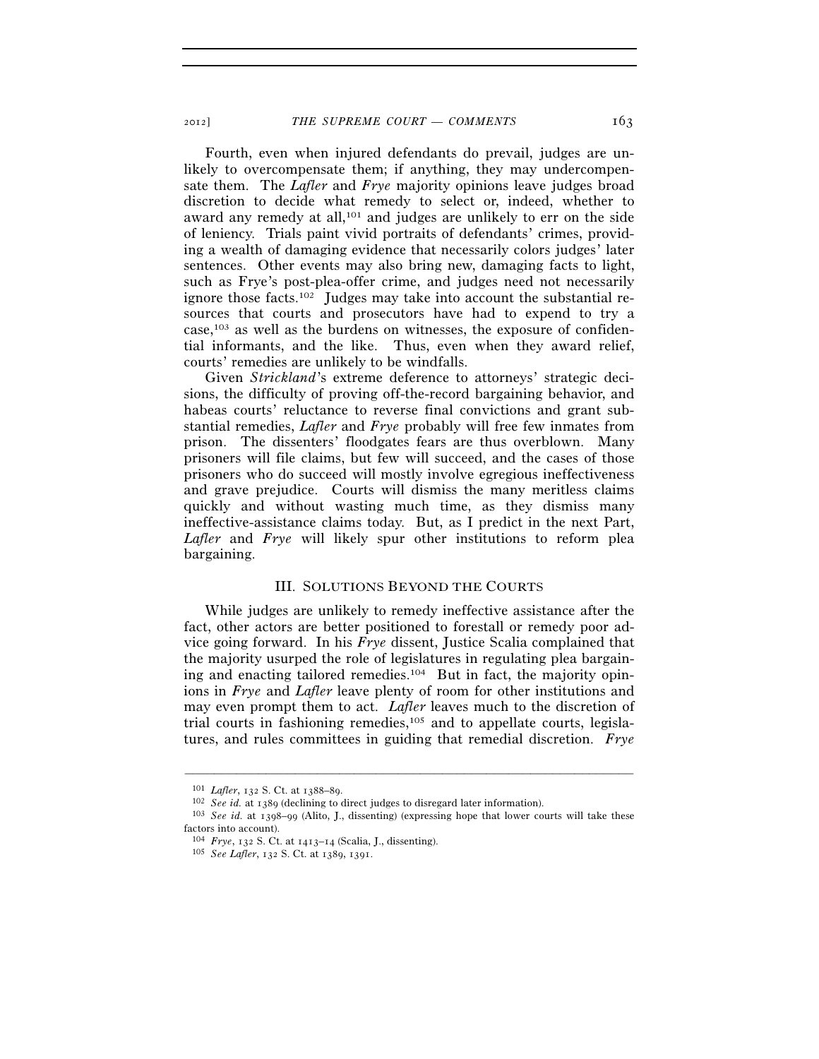Fourth, even when injured defendants do prevail, judges are unlikely to overcompensate them; if anything, they may undercompensate them. The *Lafler* and *Frye* majority opinions leave judges broad discretion to decide what remedy to select or, indeed, whether to award any remedy at all,[101] and judges are unlikely to err on the side of leniency. Trials paint vivid portraits of defendants' crimes, providing a wealth of damaging evidence that necessarily colors judges' later sentences. Other events may also bring new, damaging facts to light, such as Frye's post-plea-offer crime, and judges need not necessarily ignore those facts.[102] Judges may take into account the substantial resources that courts and prosecutors have had to expend to try a case,[103] as well as the burdens on witnesses, the exposure of confidential informants, and the like. Thus, even when they award relief, courts' remedies are unlikely to be windfalls.

Given *Strickland*'s extreme deference to attorneys' strategic decisions, the difficulty of proving off-the-record bargaining behavior, and habeas courts' reluctance to reverse final convictions and grant substantial remedies, *Lafler* and *Frye* probably will free few inmates from prison. The dissenters' floodgates fears are thus overblown. Many prisoners will file claims, but few will succeed, and the cases of those prisoners who do succeed will mostly involve egregious ineffectiveness and grave prejudice. Courts will dismiss the many meritless claims quickly and without wasting much time, as they dismiss many ineffective-assistance claims today. But, as I predict in the next Part, *Lafler* and *Frye* will likely spur other institutions to reform plea bargaining.

## III. SOLUTIONS BEYOND THE COURTS

While judges are unlikely to remedy ineffective assistance after the fact, other actors are better positioned to forestall or remedy poor advice going forward. In his *Frye* dissent, Justice Scalia complained that the majority usurped the role of legislatures in regulating plea bargaining and enacting tailored remedies.[104] But in fact, the majority opinions in *Frye* and *Lafler* leave plenty of room for other institutions and may even prompt them to act. *Lafler* leaves much to the discretion of trial courts in fashioning remedies,[105] and to appellate courts, legislatures, and rules committees in guiding that remedial discretion. *Frye*

---

[101] *Lafler*, 132 S. Ct. at 1388–89.

[102] *See id.* at 1389 (declining to direct judges to disregard later information).

[103] *See id.* at 1398–99 (Alito, J., dissenting) (expressing hope that lower courts will take these factors into account).

[104] *Frye*, 132 S. Ct. at 1413–14 (Scalia, J., dissenting).

[105] *See Lafler*, 132 S. Ct. at 1389, 1391.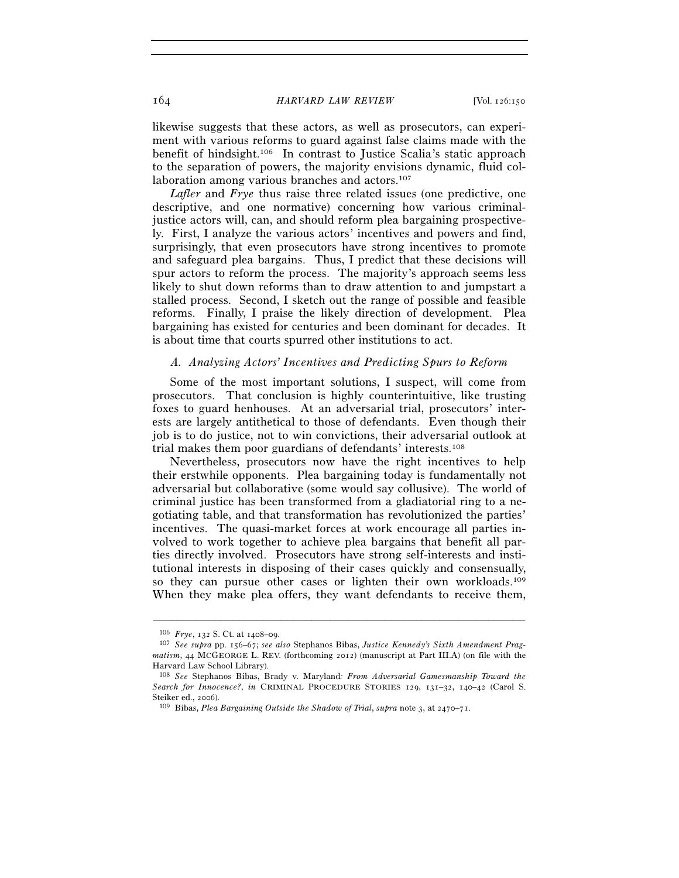likewise suggests that these actors, as well as prosecutors, can experiment with various reforms to guard against false claims made with the benefit of hindsight.[106] In contrast to Justice Scalia's static approach to the separation of powers, the majority envisions dynamic, fluid collaboration among various branches and actors.[107]

*Lafler* and *Frye* thus raise three related issues (one predictive, one descriptive, and one normative) concerning how various criminal-justice actors will, can, and should reform plea bargaining prospectively. First, I analyze the various actors' incentives and powers and find, surprisingly, that even prosecutors have strong incentives to promote and safeguard plea bargains. Thus, I predict that these decisions will spur actors to reform the process. The majority's approach seems less likely to shut down reforms than to draw attention to and jumpstart a stalled process. Second, I sketch out the range of possible and feasible reforms. Finally, I praise the likely direction of development. Plea bargaining has existed for centuries and been dominant for decades. It is about time that courts spurred other institutions to act.

### *A. Analyzing Actors' Incentives and Predicting Spurs to Reform*

Some of the most important solutions, I suspect, will come from prosecutors. That conclusion is highly counterintuitive, like trusting foxes to guard henhouses. At an adversarial trial, prosecutors' interests are largely antithetical to those of defendants. Even though their job is to do justice, not to win convictions, their adversarial outlook at trial makes them poor guardians of defendants' interests.[108]

Nevertheless, prosecutors now have the right incentives to help their erstwhile opponents. Plea bargaining today is fundamentally not adversarial but collaborative (some would say collusive). The world of criminal justice has been transformed from a gladiatorial ring to a negotiating table, and that transformation has revolutionized the parties' incentives. The quasi-market forces at work encourage all parties involved to work together to achieve plea bargains that benefit all parties directly involved. Prosecutors have strong self-interests and institutional interests in disposing of their cases quickly and consensually, so they can pursue other cases or lighten their own workloads.[109] When they make plea offers, they want defendants to receive them,

---

[106] *Frye*, 132 S. Ct. at 1408–09.

[107] *See supra* pp. 156–67; *see also* Stephanos Bibas, *Justice Kennedy's Sixth Amendment Pragmatism*, 44 MCGEORGE L. REV. (forthcoming 2012) (manuscript at Part III.A) (on file with the Harvard Law School Library).

[108] *See* Stephanos Bibas, Brady v. Maryland*: From Adversarial Gamesmanship Toward the Search for Innocence?*, *in* CRIMINAL PROCEDURE STORIES 129, 131–32, 140–42 (Carol S. Steiker ed., 2006).

[109] Bibas, *Plea Bargaining Outside the Shadow of Trial*, *supra* note 3, at 2470–71.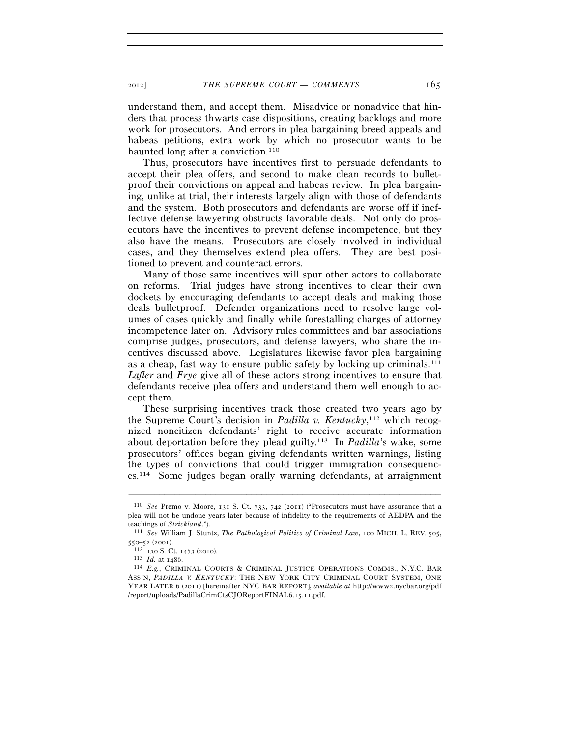understand them, and accept them. Misadvice or nonadvice that hinders that process thwarts case dispositions, creating backlogs and more work for prosecutors. And errors in plea bargaining breed appeals and habeas petitions, extra work by which no prosecutor wants to be haunted long after a conviction.[110]

Thus, prosecutors have incentives first to persuade defendants to accept their plea offers, and second to make clean records to bulletproof their convictions on appeal and habeas review. In plea bargaining, unlike at trial, their interests largely align with those of defendants and the system. Both prosecutors and defendants are worse off if ineffective defense lawyering obstructs favorable deals. Not only do prosecutors have the incentives to prevent defense incompetence, but they also have the means. Prosecutors are closely involved in individual cases, and they themselves extend plea offers. They are best positioned to prevent and counteract errors.

Many of those same incentives will spur other actors to collaborate on reforms. Trial judges have strong incentives to clear their own dockets by encouraging defendants to accept deals and making those deals bulletproof. Defender organizations need to resolve large volumes of cases quickly and finally while forestalling charges of attorney incompetence later on. Advisory rules committees and bar associations comprise judges, prosecutors, and defense lawyers, who share the incentives discussed above. Legislatures likewise favor plea bargaining as a cheap, fast way to ensure public safety by locking up criminals.[111] *Lafler* and *Frye* give all of these actors strong incentives to ensure that defendants receive plea offers and understand them well enough to accept them.

These surprising incentives track those created two years ago by the Supreme Court's decision in *Padilla v. Kentucky*,[112] which recognized noncitizen defendants' right to receive accurate information about deportation before they plead guilty.[113] In *Padilla*'s wake, some prosecutors' offices began giving defendants written warnings, listing the types of convictions that could trigger immigration consequences.[114] Some judges began orally warning defendants, at arraignment

---

[110] *See* Premo v. Moore, 131 S. Ct. 733, 742 (2011) ("Prosecutors must have assurance that a plea will not be undone years later because of infidelity to the requirements of AEDPA and the teachings of *Strickland*.").

[111] *See* William J. Stuntz, *The Pathological Politics of Criminal Law*, 100 MICH. L. REV. 505, 550–52 (2001).

[112] 130 S. Ct. 1473 (2010).

[113] *Id.* at 1486.

[114] *E.g.*, CRIMINAL COURTS & CRIMINAL JUSTICE OPERATIONS COMMS., N.Y.C. BAR ASS'N, *PADILLA V. KENTUCKY*: THE NEW YORK CITY CRIMINAL COURT SYSTEM, ONE YEAR LATER 6 (2011) [hereinafter NYC BAR REPORT], *available at* http://www2.nycbar.org/pdf/report/uploads/PadillaCrimCtsCJOReportFINAL6.15.11.pdf.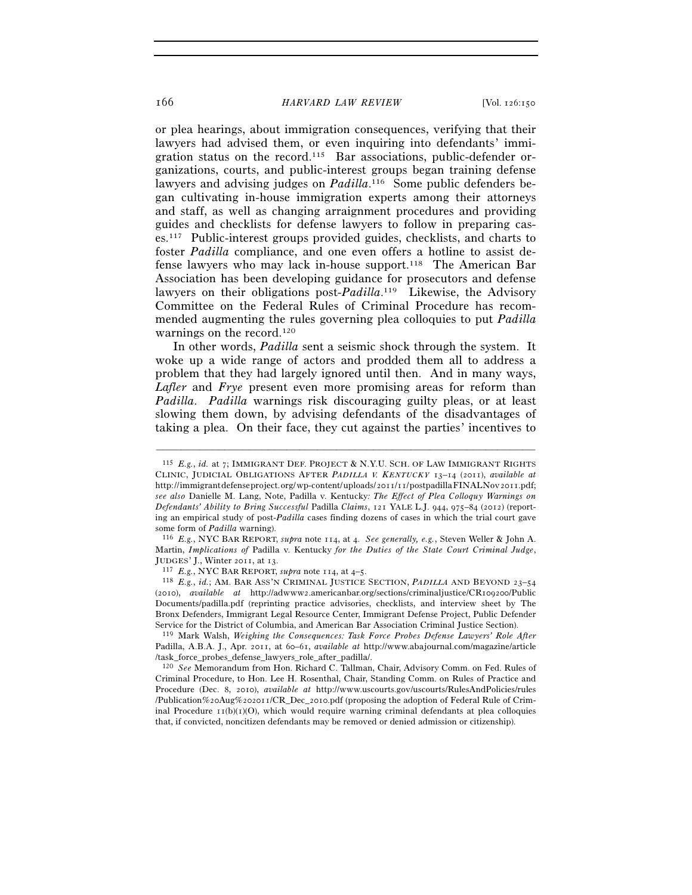or plea hearings, about immigration consequences, verifying that their lawyers had advised them, or even inquiring into defendants' immigration status on the record.[115] Bar associations, public-defender organizations, courts, and public-interest groups began training defense lawyers and advising judges on *Padilla*.[116] Some public defenders began cultivating in-house immigration experts among their attorneys and staff, as well as changing arraignment procedures and providing guides and checklists for defense lawyers to follow in preparing cases.[117] Public-interest groups provided guides, checklists, and charts to foster *Padilla* compliance, and one even offers a hotline to assist defense lawyers who may lack in-house support.[118] The American Bar Association has been developing guidance for prosecutors and defense lawyers on their obligations post-*Padilla*.[119] Likewise, the Advisory Committee on the Federal Rules of Criminal Procedure has recommended augmenting the rules governing plea colloquies to put *Padilla* warnings on the record.[120]

In other words, *Padilla* sent a seismic shock through the system. It woke up a wide range of actors and prodded them all to address a problem that they had largely ignored until then. And in many ways, *Lafler* and *Frye* present even more promising areas for reform than *Padilla*. *Padilla* warnings risk discouraging guilty pleas, or at least slowing them down, by advising defendants of the disadvantages of taking a plea. On their face, they cut against the parties' incentives to

---

[115] *E.g.*, *id.* at 7; IMMIGRANT DEF. PROJECT & N.Y.U. SCH. OF LAW IMMIGRANT RIGHTS CLINIC, JUDICIAL OBLIGATIONS AFTER *PADILLA V. KENTUCKY* 13–14 (2011), *available at* http://immigrantdefenseproject.org/wp-content/uploads/2011/11/postpadillaFINALNov2011.pdf; *see also* Danielle M. Lang, Note, Padilla v. Kentucky*: The Effect of Plea Colloquy Warnings on Defendants' Ability to Bring Successful* Padilla *Claims*, 121 YALE L.J. 944, 975–84 (2012) (reporting an empirical study of post-*Padilla* cases finding dozens of cases in which the trial court gave some form of *Padilla* warning).

[116] *E.g.*, NYC BAR REPORT, *supra* note 114, at 4. *See generally, e.g.*, Steven Weller & John A. Martin, *Implications of* Padilla v. Kentucky *for the Duties of the State Court Criminal Judge*, JUDGES' J., Winter 2011, at 13.

[117] *E.g.*, NYC BAR REPORT, *supra* note 114, at 4–5.

[118] *E.g.*, *id.*; AM. BAR ASS'N CRIMINAL JUSTICE SECTION, *PADILLA* AND BEYOND 23–54 (2010), *available at* http://adwww2.americanbar.org/sections/criminaljustice/CR109200/Public Documents/padilla.pdf (reprinting practice advisories, checklists, and interview sheet by The Bronx Defenders, Immigrant Legal Resource Center, Immigrant Defense Project, Public Defender Service for the District of Columbia, and American Bar Association Criminal Justice Section).

[119] Mark Walsh, *Weighing the Consequences: Task Force Probes Defense Lawyers' Role After* Padilla, A.B.A. J., Apr. 2011, at 60–61, *available at* http://www.abajournal.com/magazine/article /task_force_probes_defense_lawyers_role_after_padilla/.

[120] *See* Memorandum from Hon. Richard C. Tallman, Chair, Advisory Comm. on Fed. Rules of Criminal Procedure, to Hon. Lee H. Rosenthal, Chair, Standing Comm. on Rules of Practice and Procedure (Dec. 8, 2010), *available at* http://www.uscourts.gov/uscourts/RulesAndPolicies/rules /Publication%20Aug%202011/CR_Dec_2010.pdf (proposing the adoption of Federal Rule of Criminal Procedure 11(b)(1)(O), which would require warning criminal defendants at plea colloquies that, if convicted, noncitizen defendants may be removed or denied admission or citizenship).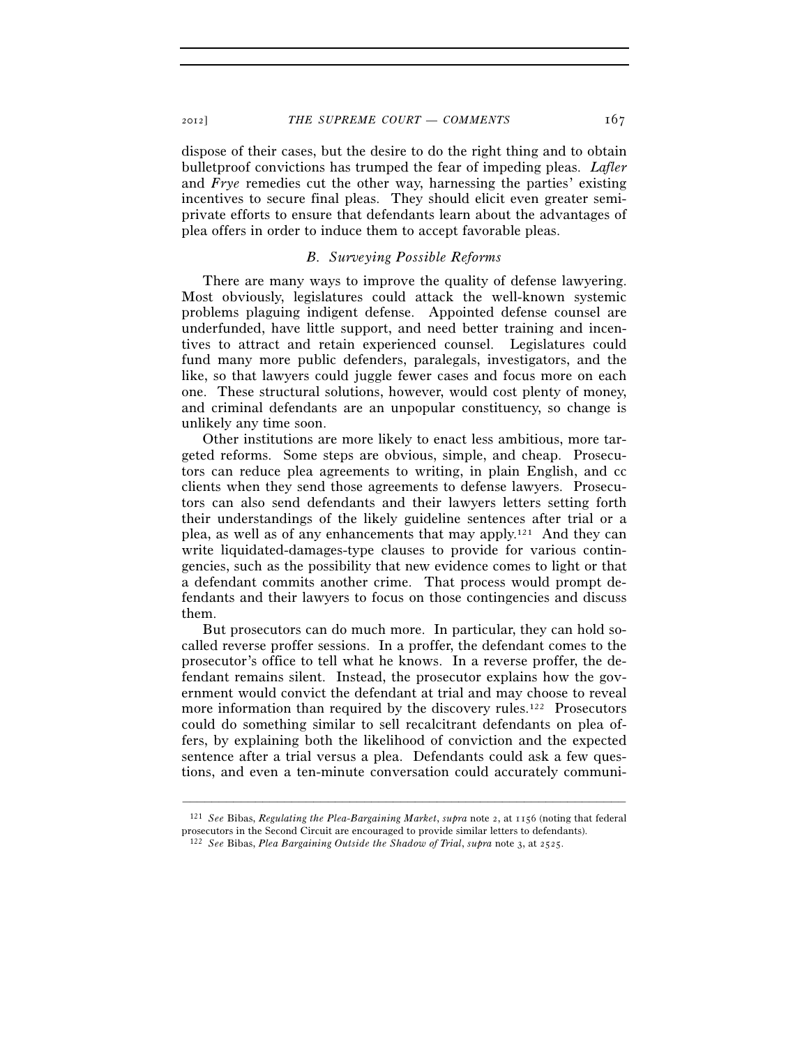dispose of their cases, but the desire to do the right thing and to obtain bulletproof convictions has trumped the fear of impeding pleas. *Lafler* and *Frye* remedies cut the other way, harnessing the parties' existing incentives to secure final pleas. They should elicit even greater semi-private efforts to ensure that defendants learn about the advantages of plea offers in order to induce them to accept favorable pleas.

### *B. Surveying Possible Reforms*

There are many ways to improve the quality of defense lawyering. Most obviously, legislatures could attack the well-known systemic problems plaguing indigent defense. Appointed defense counsel are underfunded, have little support, and need better training and incentives to attract and retain experienced counsel. Legislatures could fund many more public defenders, paralegals, investigators, and the like, so that lawyers could juggle fewer cases and focus more on each one. These structural solutions, however, would cost plenty of money, and criminal defendants are an unpopular constituency, so change is unlikely any time soon.

Other institutions are more likely to enact less ambitious, more targeted reforms. Some steps are obvious, simple, and cheap. Prosecutors can reduce plea agreements to writing, in plain English, and cc clients when they send those agreements to defense lawyers. Prosecutors can also send defendants and their lawyers letters setting forth their understandings of the likely guideline sentences after trial or a plea, as well as of any enhancements that may apply.[121] And they can write liquidated-damages-type clauses to provide for various contingencies, such as the possibility that new evidence comes to light or that a defendant commits another crime. That process would prompt defendants and their lawyers to focus on those contingencies and discuss them.

But prosecutors can do much more. In particular, they can hold so-called reverse proffer sessions. In a proffer, the defendant comes to the prosecutor's office to tell what he knows. In a reverse proffer, the defendant remains silent. Instead, the prosecutor explains how the government would convict the defendant at trial and may choose to reveal more information than required by the discovery rules.[122] Prosecutors could do something similar to sell recalcitrant defendants on plea offers, by explaining both the likelihood of conviction and the expected sentence after a trial versus a plea. Defendants could ask a few questions, and even a ten-minute conversation could accurately communi-

---

[121] *See* Bibas, *Regulating the Plea-Bargaining Market*, *supra* note 2, at 1156 (noting that federal prosecutors in the Second Circuit are encouraged to provide similar letters to defendants).

[122] *See* Bibas, *Plea Bargaining Outside the Shadow of Trial*, *supra* note 3, at 2525.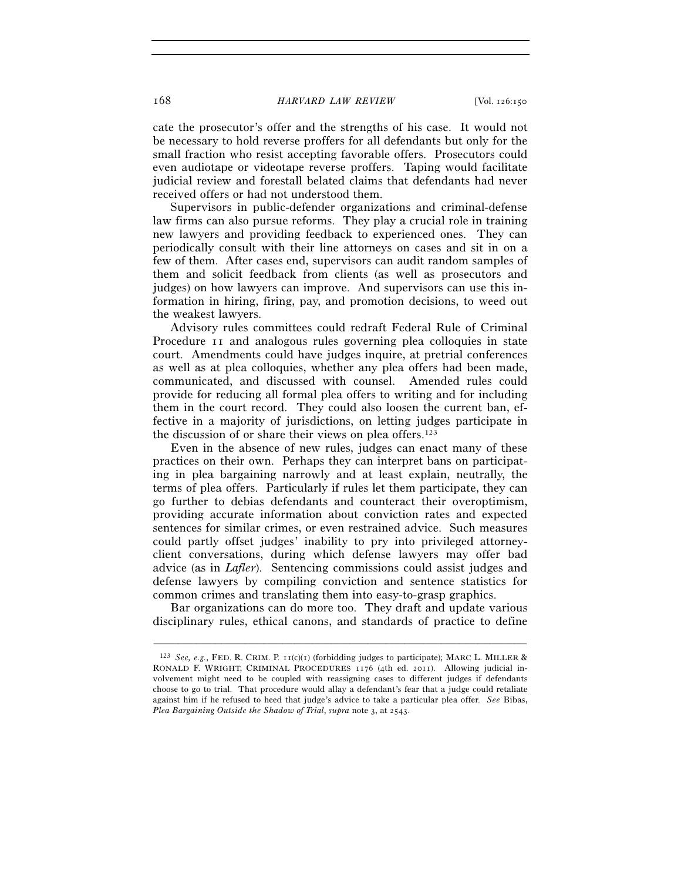cate the prosecutor's offer and the strengths of his case. It would not be necessary to hold reverse proffers for all defendants but only for the small fraction who resist accepting favorable offers. Prosecutors could even audiotape or videotape reverse proffers. Taping would facilitate judicial review and forestall belated claims that defendants had never received offers or had not understood them.

Supervisors in public-defender organizations and criminal-defense law firms can also pursue reforms. They play a crucial role in training new lawyers and providing feedback to experienced ones. They can periodically consult with their line attorneys on cases and sit in on a few of them. After cases end, supervisors can audit random samples of them and solicit feedback from clients (as well as prosecutors and judges) on how lawyers can improve. And supervisors can use this information in hiring, firing, pay, and promotion decisions, to weed out the weakest lawyers.

Advisory rules committees could redraft Federal Rule of Criminal Procedure 11 and analogous rules governing plea colloquies in state court. Amendments could have judges inquire, at pretrial conferences as well as at plea colloquies, whether any plea offers had been made, communicated, and discussed with counsel. Amended rules could provide for reducing all formal plea offers to writing and for including them in the court record. They could also loosen the current ban, effective in a majority of jurisdictions, on letting judges participate in the discussion of or share their views on plea offers.[123]

Even in the absence of new rules, judges can enact many of these practices on their own. Perhaps they can interpret bans on participating in plea bargaining narrowly and at least explain, neutrally, the terms of plea offers. Particularly if rules let them participate, they can go further to debias defendants and counteract their overoptimism, providing accurate information about conviction rates and expected sentences for similar crimes, or even restrained advice. Such measures could partly offset judges' inability to pry into privileged attorney-client conversations, during which defense lawyers may offer bad advice (as in *Lafler*). Sentencing commissions could assist judges and defense lawyers by compiling conviction and sentence statistics for common crimes and translating them into easy-to-grasp graphics.

Bar organizations can do more too. They draft and update various disciplinary rules, ethical canons, and standards of practice to define

---

[123] *See, e.g.*, FED. R. CRIM. P. 11(c)(1) (forbidding judges to participate); MARC L. MILLER & RONALD F. WRIGHT, CRIMINAL PROCEDURES 1176 (4th ed. 2011). Allowing judicial involvement might need to be coupled with reassigning cases to different judges if defendants choose to go to trial. That procedure would allay a defendant's fear that a judge could retaliate against him if he refused to heed that judge's advice to take a particular plea offer. *See* Bibas, *Plea Bargaining Outside the Shadow of Trial*, *supra* note 3, at 2543.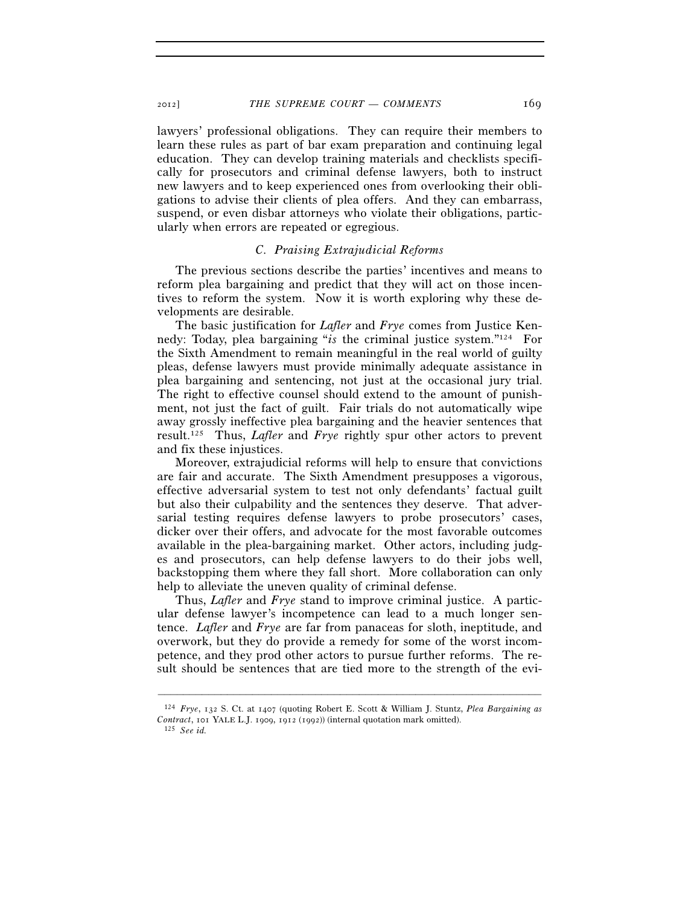lawyers' professional obligations. They can require their members to learn these rules as part of bar exam preparation and continuing legal education. They can develop training materials and checklists specifically for prosecutors and criminal defense lawyers, both to instruct new lawyers and to keep experienced ones from overlooking their obligations to advise their clients of plea offers. And they can embarrass, suspend, or even disbar attorneys who violate their obligations, particularly when errors are repeated or egregious.

### *C. Praising Extrajudicial Reforms*

The previous sections describe the parties' incentives and means to reform plea bargaining and predict that they will act on those incentives to reform the system. Now it is worth exploring why these developments are desirable.

The basic justification for *Lafler* and *Frye* comes from Justice Kennedy: Today, plea bargaining "*is* the criminal justice system."[124] For the Sixth Amendment to remain meaningful in the real world of guilty pleas, defense lawyers must provide minimally adequate assistance in plea bargaining and sentencing, not just at the occasional jury trial. The right to effective counsel should extend to the amount of punishment, not just the fact of guilt. Fair trials do not automatically wipe away grossly ineffective plea bargaining and the heavier sentences that result.[125] Thus, *Lafler* and *Frye* rightly spur other actors to prevent and fix these injustices.

Moreover, extrajudicial reforms will help to ensure that convictions are fair and accurate. The Sixth Amendment presupposes a vigorous, effective adversarial system to test not only defendants' factual guilt but also their culpability and the sentences they deserve. That adversarial testing requires defense lawyers to probe prosecutors' cases, dicker over their offers, and advocate for the most favorable outcomes available in the plea-bargaining market. Other actors, including judges and prosecutors, can help defense lawyers to do their jobs well, backstopping them where they fall short. More collaboration can only help to alleviate the uneven quality of criminal defense.

Thus, *Lafler* and *Frye* stand to improve criminal justice. A particular defense lawyer's incompetence can lead to a much longer sentence. *Lafler* and *Frye* are far from panaceas for sloth, ineptitude, and overwork, but they do provide a remedy for some of the worst incompetence, and they prod other actors to pursue further reforms. The result should be sentences that are tied more to the strength of the evi-

---

[124] *Frye*, 132 S. Ct. at 1407 (quoting Robert E. Scott & William J. Stuntz, *Plea Bargaining as Contract*, 101 YALE L.J. 1909, 1912 (1992)) (internal quotation mark omitted).

[125] *See id.*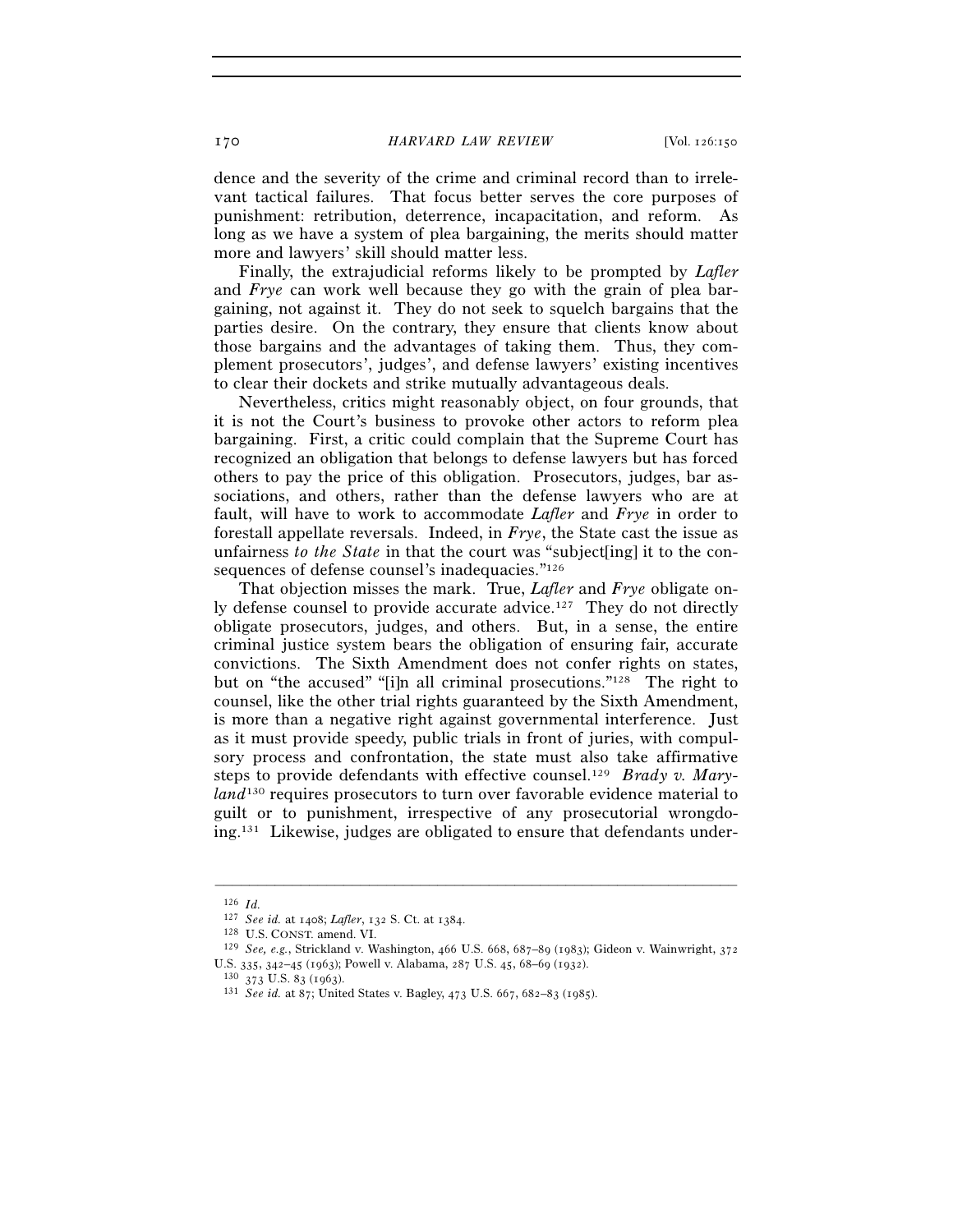dence and the severity of the crime and criminal record than to irrelevant tactical failures. That focus better serves the core purposes of punishment: retribution, deterrence, incapacitation, and reform. As long as we have a system of plea bargaining, the merits should matter more and lawyers' skill should matter less.

Finally, the extrajudicial reforms likely to be prompted by *Lafler* and *Frye* can work well because they go with the grain of plea bargaining, not against it. They do not seek to squelch bargains that the parties desire. On the contrary, they ensure that clients know about those bargains and the advantages of taking them. Thus, they complement prosecutors', judges', and defense lawyers' existing incentives to clear their dockets and strike mutually advantageous deals.

Nevertheless, critics might reasonably object, on four grounds, that it is not the Court's business to provoke other actors to reform plea bargaining. First, a critic could complain that the Supreme Court has recognized an obligation that belongs to defense lawyers but has forced others to pay the price of this obligation. Prosecutors, judges, bar associations, and others, rather than the defense lawyers who are at fault, will have to work to accommodate *Lafler* and *Frye* in order to forestall appellate reversals. Indeed, in *Frye*, the State cast the issue as unfairness *to the State* in that the court was "subject[ing] it to the consequences of defense counsel's inadequacies."[126]

That objection misses the mark. True, *Lafler* and *Frye* obligate only defense counsel to provide accurate advice.[127] They do not directly obligate prosecutors, judges, and others. But, in a sense, the entire criminal justice system bears the obligation of ensuring fair, accurate convictions. The Sixth Amendment does not confer rights on states, but on "the accused" "[i]n all criminal prosecutions."[128] The right to counsel, like the other trial rights guaranteed by the Sixth Amendment, is more than a negative right against governmental interference. Just as it must provide speedy, public trials in front of juries, with compulsory process and confrontation, the state must also take affirmative steps to provide defendants with effective counsel.[129] *Brady v. Maryland*[130] requires prosecutors to turn over favorable evidence material to guilt or to punishment, irrespective of any prosecutorial wrongdoing.[131] Likewise, judges are obligated to ensure that defendants under-

---

[126] *Id.*

[127] *See id.* at 1408; *Lafler*, 132 S. Ct. at 1384.

[128] U.S. CONST. amend. VI.

[129] *See, e.g.*, Strickland v. Washington, 466 U.S. 668, 687–89 (1983); Gideon v. Wainwright, 372 U.S. 335, 342–45 (1963); Powell v. Alabama, 287 U.S. 45, 68–69 (1932).

[130] 373 U.S. 83 (1963).

[131] *See id.* at 87; United States v. Bagley, 473 U.S. 667, 682–83 (1985).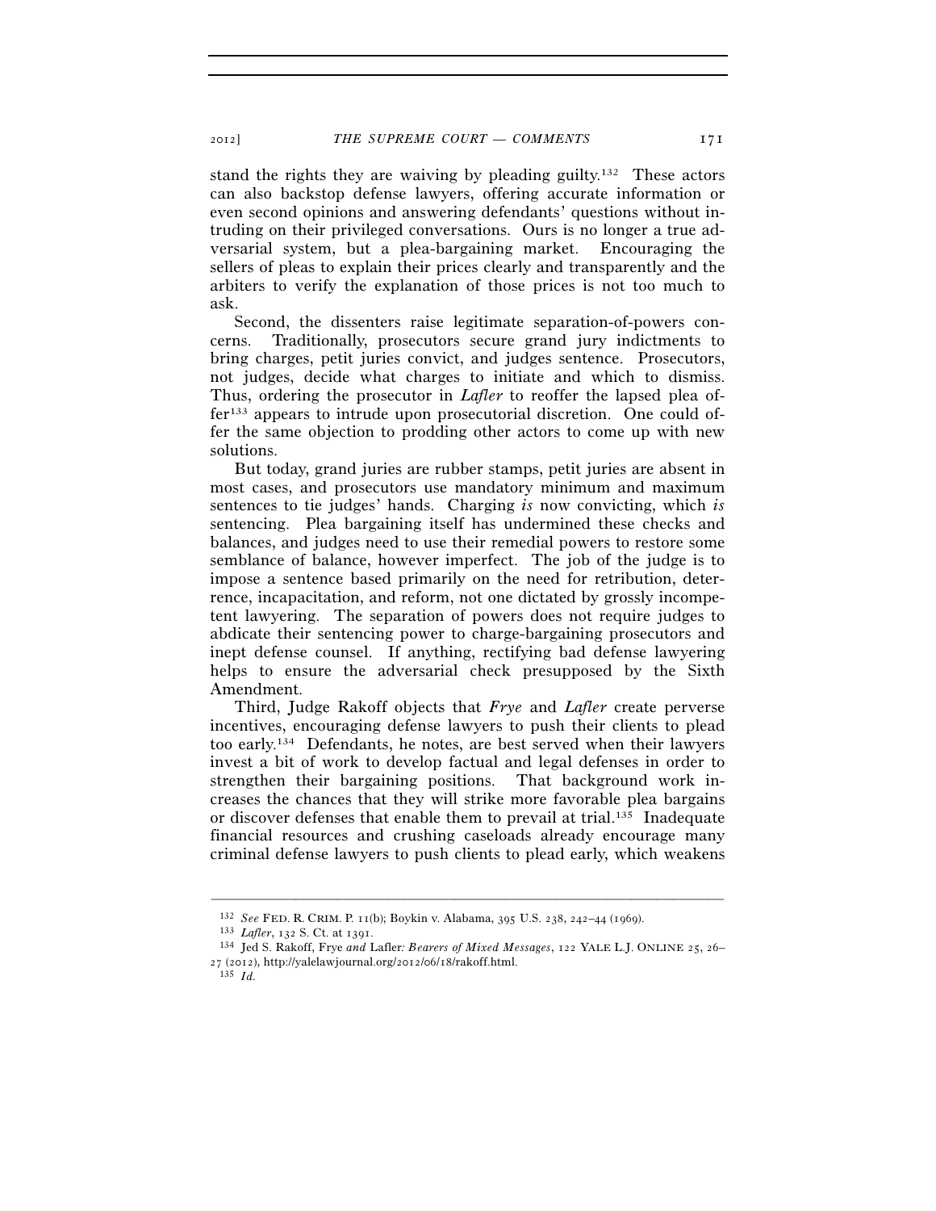stand the rights they are waiving by pleading guilty.[132] These actors can also backstop defense lawyers, offering accurate information or even second opinions and answering defendants' questions without intruding on their privileged conversations. Ours is no longer a true adversarial system, but a plea-bargaining market. Encouraging the sellers of pleas to explain their prices clearly and transparently and the arbiters to verify the explanation of those prices is not too much to ask.

Second, the dissenters raise legitimate separation-of-powers concerns. Traditionally, prosecutors secure grand jury indictments to bring charges, petit juries convict, and judges sentence. Prosecutors, not judges, decide what charges to initiate and which to dismiss. Thus, ordering the prosecutor in *Lafler* to reoffer the lapsed plea offer[133] appears to intrude upon prosecutorial discretion. One could offer the same objection to prodding other actors to come up with new solutions.

But today, grand juries are rubber stamps, petit juries are absent in most cases, and prosecutors use mandatory minimum and maximum sentences to tie judges' hands. Charging *is* now convicting, which *is* sentencing. Plea bargaining itself has undermined these checks and balances, and judges need to use their remedial powers to restore some semblance of balance, however imperfect. The job of the judge is to impose a sentence based primarily on the need for retribution, deterrence, incapacitation, and reform, not one dictated by grossly incompetent lawyering. The separation of powers does not require judges to abdicate their sentencing power to charge-bargaining prosecutors and inept defense counsel. If anything, rectifying bad defense lawyering helps to ensure the adversarial check presupposed by the Sixth Amendment.

Third, Judge Rakoff objects that *Frye* and *Lafler* create perverse incentives, encouraging defense lawyers to push their clients to plead too early.[134] Defendants, he notes, are best served when their lawyers invest a bit of work to develop factual and legal defenses in order to strengthen their bargaining positions. That background work increases the chances that they will strike more favorable plea bargains or discover defenses that enable them to prevail at trial.[135] Inadequate financial resources and crushing caseloads already encourage many criminal defense lawyers to push clients to plead early, which weakens

---

[132] *See* FED. R. CRIM. P. 11(b); Boykin v. Alabama, 395 U.S. 238, 242–44 (1969).

[133] *Lafler*, 132 S. Ct. at 1391.

[134] Jed S. Rakoff, Frye *and* Lafler*: Bearers of Mixed Messages*, 122 YALE L.J. ONLINE 25, 26–27 (2012), http://yalelawjournal.org/2012/06/18/rakoff.html.

[135] *Id.*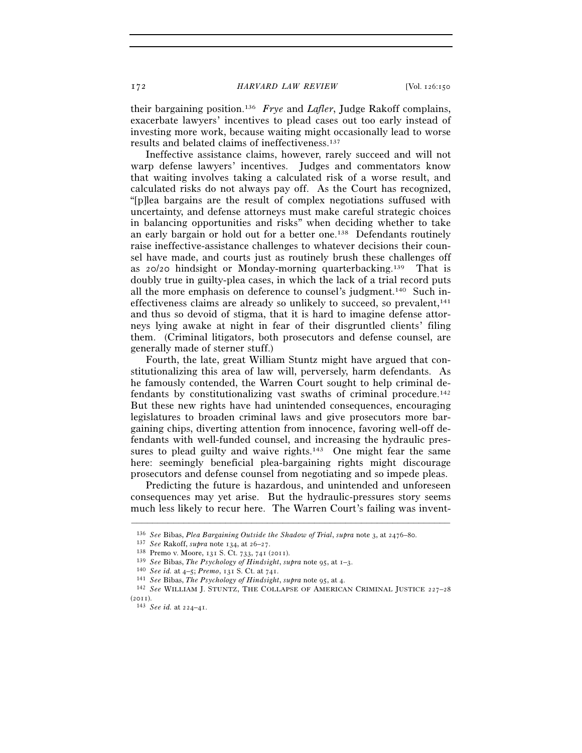their bargaining position.[136] *Frye* and *Lafler*, Judge Rakoff complains, exacerbate lawyers' incentives to plead cases out too early instead of investing more work, because waiting might occasionally lead to worse results and belated claims of ineffectiveness.[137]

Ineffective assistance claims, however, rarely succeed and will not warp defense lawyers' incentives. Judges and commentators know that waiting involves taking a calculated risk of a worse result, and calculated risks do not always pay off. As the Court has recognized, "[p]lea bargains are the result of complex negotiations suffused with uncertainty, and defense attorneys must make careful strategic choices in balancing opportunities and risks" when deciding whether to take an early bargain or hold out for a better one.[138] Defendants routinely raise ineffective-assistance challenges to whatever decisions their counsel have made, and courts just as routinely brush these challenges off as 20/20 hindsight or Monday-morning quarterbacking.[139] That is doubly true in guilty-plea cases, in which the lack of a trial record puts all the more emphasis on deference to counsel's judgment.[140] Such ineffectiveness claims are already so unlikely to succeed, so prevalent,[141] and thus so devoid of stigma, that it is hard to imagine defense attorneys lying awake at night in fear of their disgruntled clients' filing them. (Criminal litigators, both prosecutors and defense counsel, are generally made of sterner stuff.)

Fourth, the late, great William Stuntz might have argued that constitutionalizing this area of law will, perversely, harm defendants. As he famously contended, the Warren Court sought to help criminal defendants by constitutionalizing vast swaths of criminal procedure.[142] But these new rights have had unintended consequences, encouraging legislatures to broaden criminal laws and give prosecutors more bargaining chips, diverting attention from innocence, favoring well-off defendants with well-funded counsel, and increasing the hydraulic pressures to plead guilty and waive rights.[143] One might fear the same here: seemingly beneficial plea-bargaining rights might discourage prosecutors and defense counsel from negotiating and so impede pleas.

Predicting the future is hazardous, and unintended and unforeseen consequences may yet arise. But the hydraulic-pressures story seems much less likely to recur here. The Warren Court's failing was invent-

---

[136] *See* Bibas, *Plea Bargaining Outside the Shadow of Trial*, *supra* note 3, at 2476–80.

[137] *See* Rakoff, *supra* note 134, at 26–27.

[138] Premo v. Moore, 131 S. Ct. 733, 741 (2011).

[139] *See* Bibas, *The Psychology of Hindsight*, *supra* note 95, at 1–3.

[140] *See id.* at 4–5; *Premo*, 131 S. Ct. at 741.

[141] *See* Bibas, *The Psychology of Hindsight*, *supra* note 95, at 4.

[142] *See* WILLIAM J. STUNTZ, THE COLLAPSE OF AMERICAN CRIMINAL JUSTICE 227–28 (2011).

[143] *See id.* at 224–41.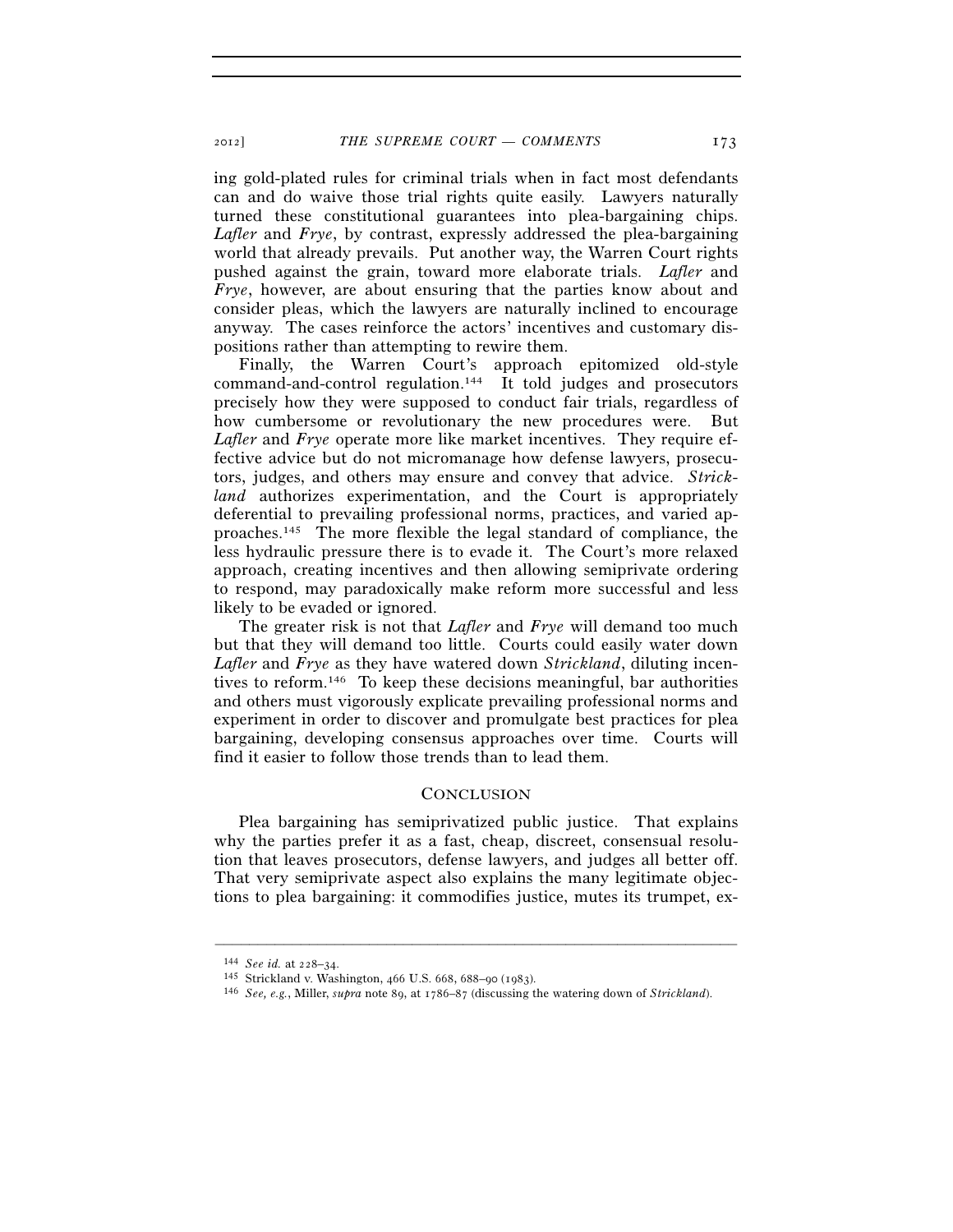ing gold-plated rules for criminal trials when in fact most defendants can and do waive those trial rights quite easily. Lawyers naturally turned these constitutional guarantees into plea-bargaining chips. *Lafler* and *Frye*, by contrast, expressly addressed the plea-bargaining world that already prevails. Put another way, the Warren Court rights pushed against the grain, toward more elaborate trials. *Lafler* and *Frye*, however, are about ensuring that the parties know about and consider pleas, which the lawyers are naturally inclined to encourage anyway. The cases reinforce the actors' incentives and customary dispositions rather than attempting to rewire them.

Finally, the Warren Court's approach epitomized old-style command-and-control regulation.[144] It told judges and prosecutors precisely how they were supposed to conduct fair trials, regardless of how cumbersome or revolutionary the new procedures were. But *Lafler* and *Frye* operate more like market incentives. They require effective advice but do not micromanage how defense lawyers, prosecutors, judges, and others may ensure and convey that advice. *Strickland* authorizes experimentation, and the Court is appropriately deferential to prevailing professional norms, practices, and varied approaches.[145] The more flexible the legal standard of compliance, the less hydraulic pressure there is to evade it. The Court's more relaxed approach, creating incentives and then allowing semiprivate ordering to respond, may paradoxically make reform more successful and less likely to be evaded or ignored.

The greater risk is not that *Lafler* and *Frye* will demand too much but that they will demand too little. Courts could easily water down *Lafler* and *Frye* as they have watered down *Strickland*, diluting incentives to reform.[146] To keep these decisions meaningful, bar authorities and others must vigorously explicate prevailing professional norms and experiment in order to discover and promulgate best practices for plea bargaining, developing consensus approaches over time. Courts will find it easier to follow those trends than to lead them.

## CONCLUSION

Plea bargaining has semiprivatized public justice. That explains why the parties prefer it as a fast, cheap, discreet, consensual resolution that leaves prosecutors, defense lawyers, and judges all better off. That very semiprivate aspect also explains the many legitimate objections to plea bargaining: it commodifies justice, mutes its trumpet, ex-

---

[144] *See id.* at 228–34.

[145] Strickland v. Washington, 466 U.S. 668, 688–90 (1983).

[146] *See, e.g.*, Miller, *supra* note 89, at 1786–87 (discussing the watering down of *Strickland*).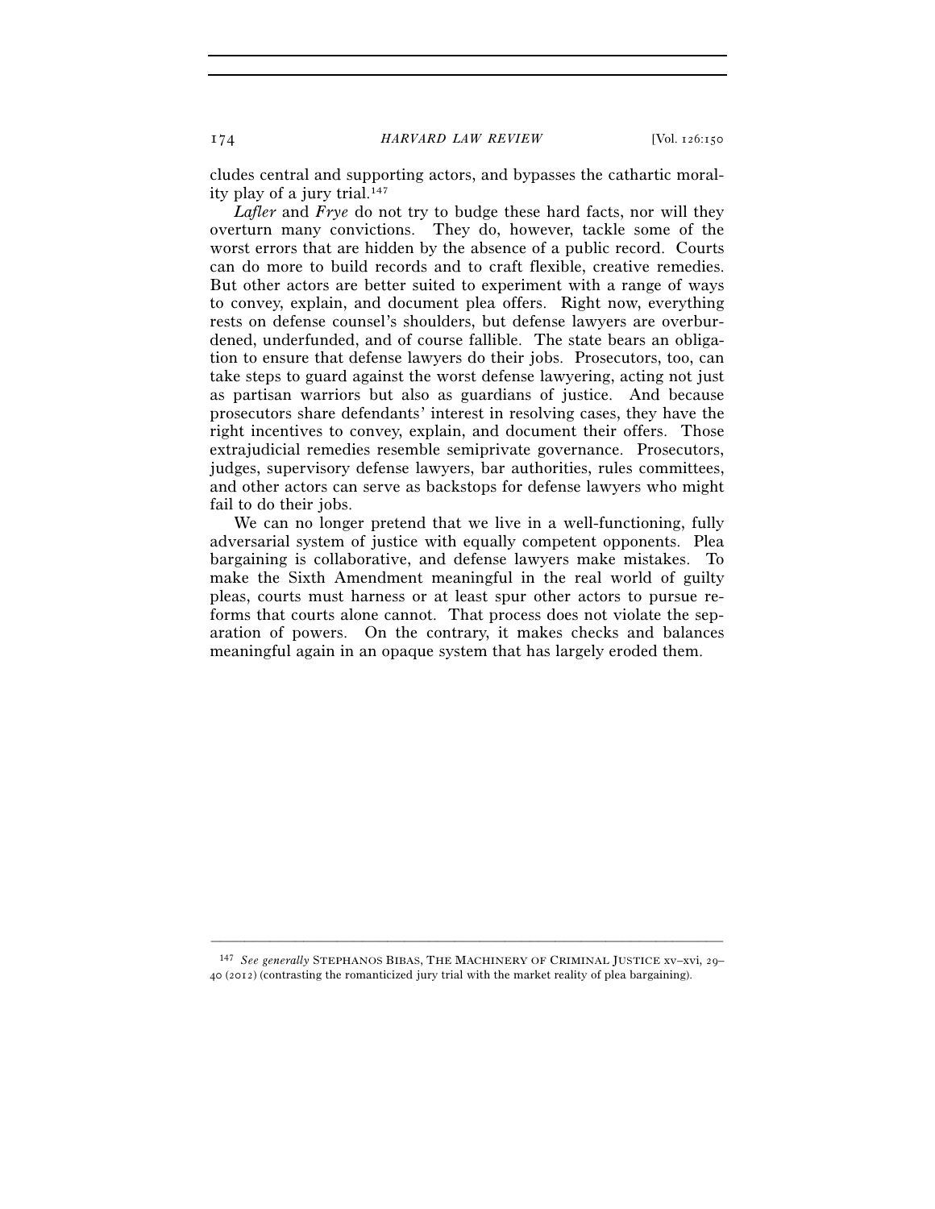cludes central and supporting actors, and bypasses the cathartic morality play of a jury trial.[147]

*Lafler* and *Frye* do not try to budge these hard facts, nor will they overturn many convictions. They do, however, tackle some of the worst errors that are hidden by the absence of a public record. Courts can do more to build records and to craft flexible, creative remedies. But other actors are better suited to experiment with a range of ways to convey, explain, and document plea offers. Right now, everything rests on defense counsel's shoulders, but defense lawyers are overburdened, underfunded, and of course fallible. The state bears an obligation to ensure that defense lawyers do their jobs. Prosecutors, too, can take steps to guard against the worst defense lawyering, acting not just as partisan warriors but also as guardians of justice. And because prosecutors share defendants' interest in resolving cases, they have the right incentives to convey, explain, and document their offers. Those extrajudicial remedies resemble semiprivate governance. Prosecutors, judges, supervisory defense lawyers, bar authorities, rules committees, and other actors can serve as backstops for defense lawyers who might fail to do their jobs.

We can no longer pretend that we live in a well-functioning, fully adversarial system of justice with equally competent opponents. Plea bargaining is collaborative, and defense lawyers make mistakes. To make the Sixth Amendment meaningful in the real world of guilty pleas, courts must harness or at least spur other actors to pursue reforms that courts alone cannot. That process does not violate the separation of powers. On the contrary, it makes checks and balances meaningful again in an opaque system that has largely eroded them.

---

[147] *See generally* STEPHANOS BIBAS, THE MACHINERY OF CRIMINAL JUSTICE xv–xvi, 29–40 (2012) (contrasting the romanticized jury trial with the market reality of plea bargaining).